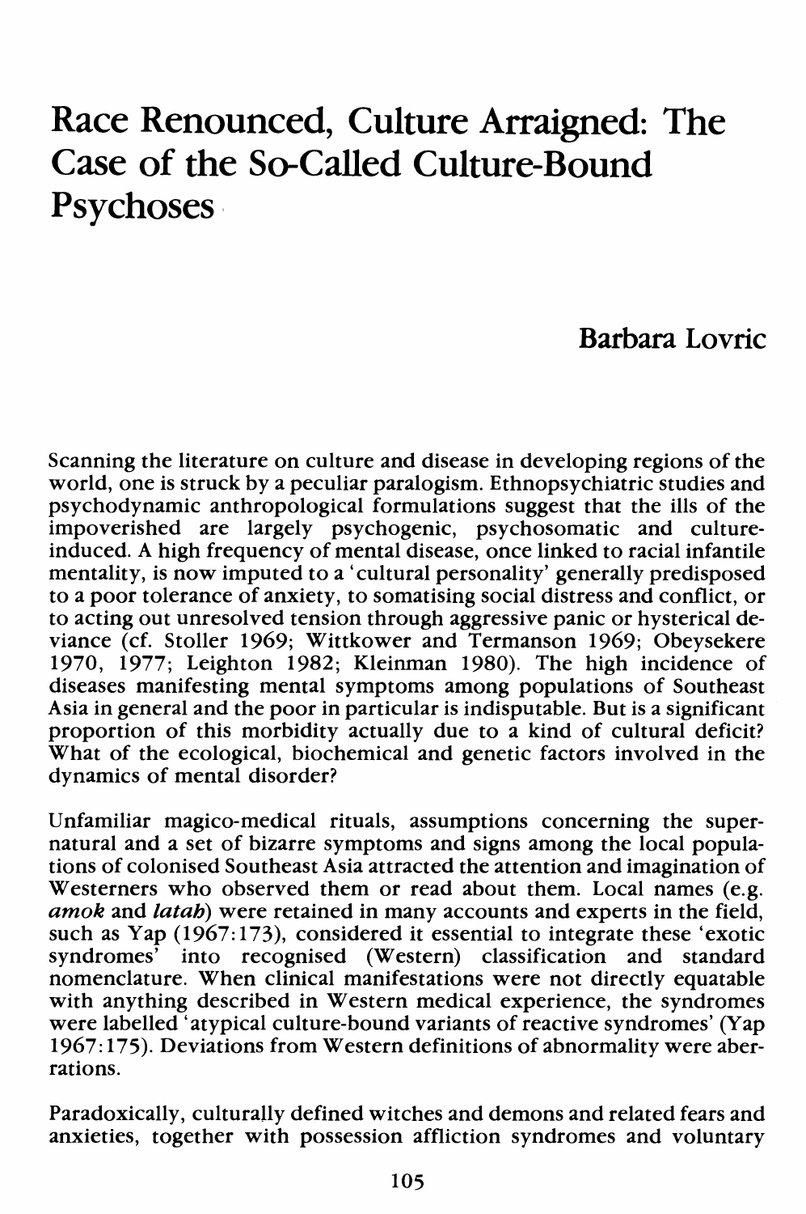# Race Renounced, Culture Arraigned: The Case of the So-Called Culture-Bound Psychoses

## Barbara Lovric

Scanning the literature on culture and disease in developing regions of the world, one is struck by a peculiar paralogism. Ethnopsychiatric studies and psychodynamic anthropological formulations suggest that the ills of the impoverished are largely psychogenic, psychosomatic and culture-induced. A high frequency of mental disease, once linked to racial infantile mentality, is now imputed to a 'cultural personality' generally predisposed to a poor tolerance of anxiety, to somatising social distress and conflict, or to acting out unresolved tension through aggressive panic or hysterical deviance (cf. Stoller 1969; Wittkower and Termanson 1969; Obeysekere 1970, 1977; Leighton 1982; Kleinman 1980). The high incidence of diseases manifesting mental symptoms among populations of Southeast Asia in general and the poor in particular is indisputable. But is a significant proportion of this morbidity actually due to a kind of cultural deficit? What of the ecological, biochemical and genetic factors involved in the dynamics of mental disorder?

Unfamiliar magico-medical rituals, assumptions concerning the supernatural and a set of bizarre symptoms and signs among the local populations of colonised Southeast Asia attracted the attention and imagination of Westerners who observed them or read about them. Local names (e.g. ***amok*** and ***latah***) were retained in many accounts and experts in the field, such as Yap (1967:173), considered it essential to integrate these 'exotic syndromes' into recognised (Western) classification and standard nomenclature. When clinical manifestations were not directly equatable with anything described in Western medical experience, the syndromes were labelled 'atypical culture-bound variants of reactive syndromes' (Yap 1967:175). Deviations from Western definitions of abnormality were aberrations.

Paradoxically, culturally defined witches and demons and related fears and anxieties, together with possession affliction syndromes and voluntary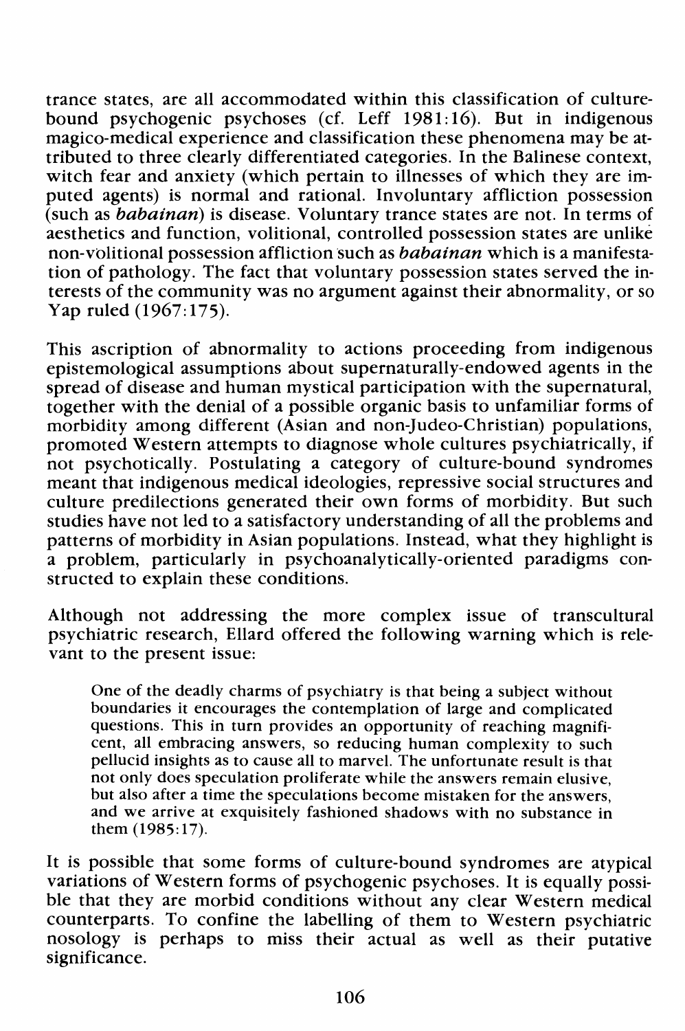trance states, are all accommodated within this classification of culture-bound psychogenic psychoses (cf. Leff 1981:16). But in indigenous magico-medical experience and classification these phenomena may be attributed to three clearly differentiated categories. In the Balinese context, witch fear and anxiety (which pertain to illnesses of which they are imputed agents) is normal and rational. Involuntary affliction possession (such as *babainan*) is disease. Voluntary trance states are not. In terms of aesthetics and function, volitional, controlled possession states are unlike non-volitional possession affliction such as *babainan* which is a manifestation of pathology. The fact that voluntary possession states served the interests of the community was no argument against their abnormality, or so Yap ruled (1967:175).

This ascription of abnormality to actions proceeding from indigenous epistemological assumptions about supernaturally-endowed agents in the spread of disease and human mystical participation with the supernatural, together with the denial of a possible organic basis to unfamiliar forms of morbidity among different (Asian and non-Judeo-Christian) populations, promoted Western attempts to diagnose whole cultures psychiatrically, if not psychotically. Postulating a category of culture-bound syndromes meant that indigenous medical ideologies, repressive social structures and culture predilections generated their own forms of morbidity. But such studies have not led to a satisfactory understanding of all the problems and patterns of morbidity in Asian populations. Instead, what they highlight is a problem, particularly in psychoanalytically-oriented paradigms constructed to explain these conditions.

Although not addressing the more complex issue of transcultural psychiatric research, Ellard offered the following warning which is relevant to the present issue:

> One of the deadly charms of psychiatry is that being a subject without boundaries it encourages the contemplation of large and complicated questions. This in turn provides an opportunity of reaching magnificent, all embracing answers, so reducing human complexity to such pellucid insights as to cause all to marvel. The unfortunate result is that not only does speculation proliferate while the answers remain elusive, but also after a time the speculations become mistaken for the answers, and we arrive at exquisitely fashioned shadows with no substance in them (1985:17).

It is possible that some forms of culture-bound syndromes are atypical variations of Western forms of psychogenic psychoses. It is equally possible that they are morbid conditions without any clear Western medical counterparts. To confine the labelling of them to Western psychiatric nosology is perhaps to miss their actual as well as their putative significance.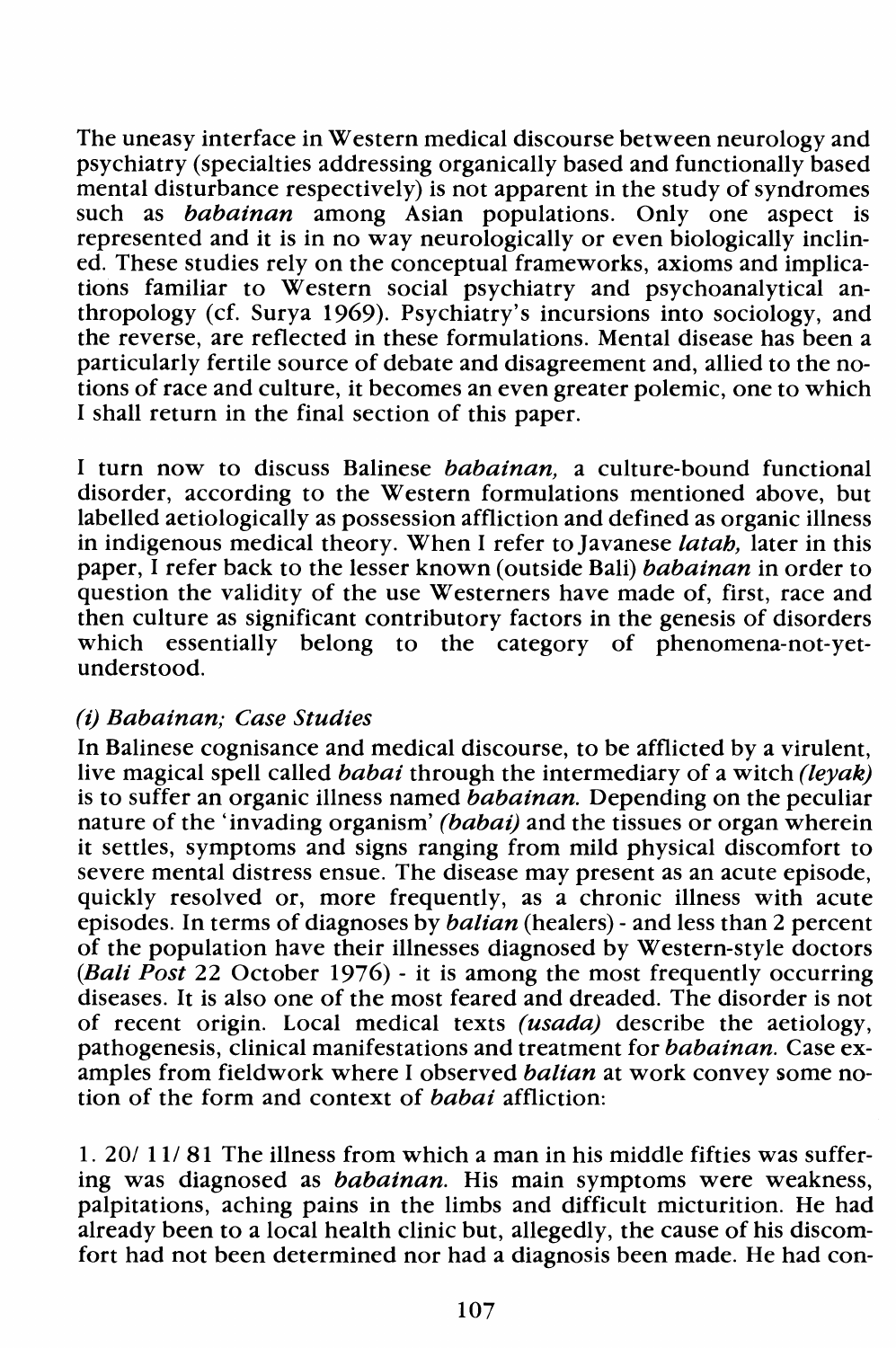The uneasy interface in Western medical discourse between neurology and psychiatry (specialties addressing organically based and functionally based mental disturbance respectively) is not apparent in the study of syndromes such as *babainan* among Asian populations. Only one aspect is represented and it is in no way neurologically or even biologically inclined. These studies rely on the conceptual frameworks, axioms and implications familiar to Western social psychiatry and psychoanalytical anthropology (cf. Surya 1969). Psychiatry's incursions into sociology, and the reverse, are reflected in these formulations. Mental disease has been a particularly fertile source of debate and disagreement and, allied to the notions of race and culture, it becomes an even greater polemic, one to which I shall return in the final section of this paper.

I turn now to discuss Balinese *babainan,* a culture-bound functional disorder, according to the Western formulations mentioned above, but labelled aetiologically as possession affliction and defined as organic illness in indigenous medical theory. When I refer to Javanese *latah,* later in this paper, I refer back to the lesser known (outside Bali) *babainan* in order to question the validity of the use Westerners have made of, first, race and then culture as significant contributory factors in the genesis of disorders which essentially belong to the category of phenomena-not-yet-understood.

### *(i) Babainan; Case Studies*

In Balinese cognisance and medical discourse, to be afflicted by a virulent, live magical spell called *babai* through the intermediary of a witch *(leyak)* is to suffer an organic illness named *babainan.* Depending on the peculiar nature of the 'invading organism' *(babai)* and the tissues or organ wherein it settles, symptoms and signs ranging from mild physical discomfort to severe mental distress ensue. The disease may present as an acute episode, quickly resolved or, more frequently, as a chronic illness with acute episodes. In terms of diagnoses by *balian* (healers) - and less than 2 percent of the population have their illnesses diagnosed by Western-style doctors (*Bali Post* 22 October 1976) - it is among the most frequently occurring diseases. It is also one of the most feared and dreaded. The disorder is not of recent origin. Local medical texts *(usada)* describe the aetiology, pathogenesis, clinical manifestations and treatment for *babainan.* Case examples from fieldwork where I observed *balian* at work convey some notion of the form and context of *babai* affliction:

1. 20/ 11/ 81 The illness from which a man in his middle fifties was suffering was diagnosed as *babainan.* His main symptoms were weakness, palpitations, aching pains in the limbs and difficult micturition. He had already been to a local health clinic but, allegedly, the cause of his discomfort had not been determined nor had a diagnosis been made. He had con-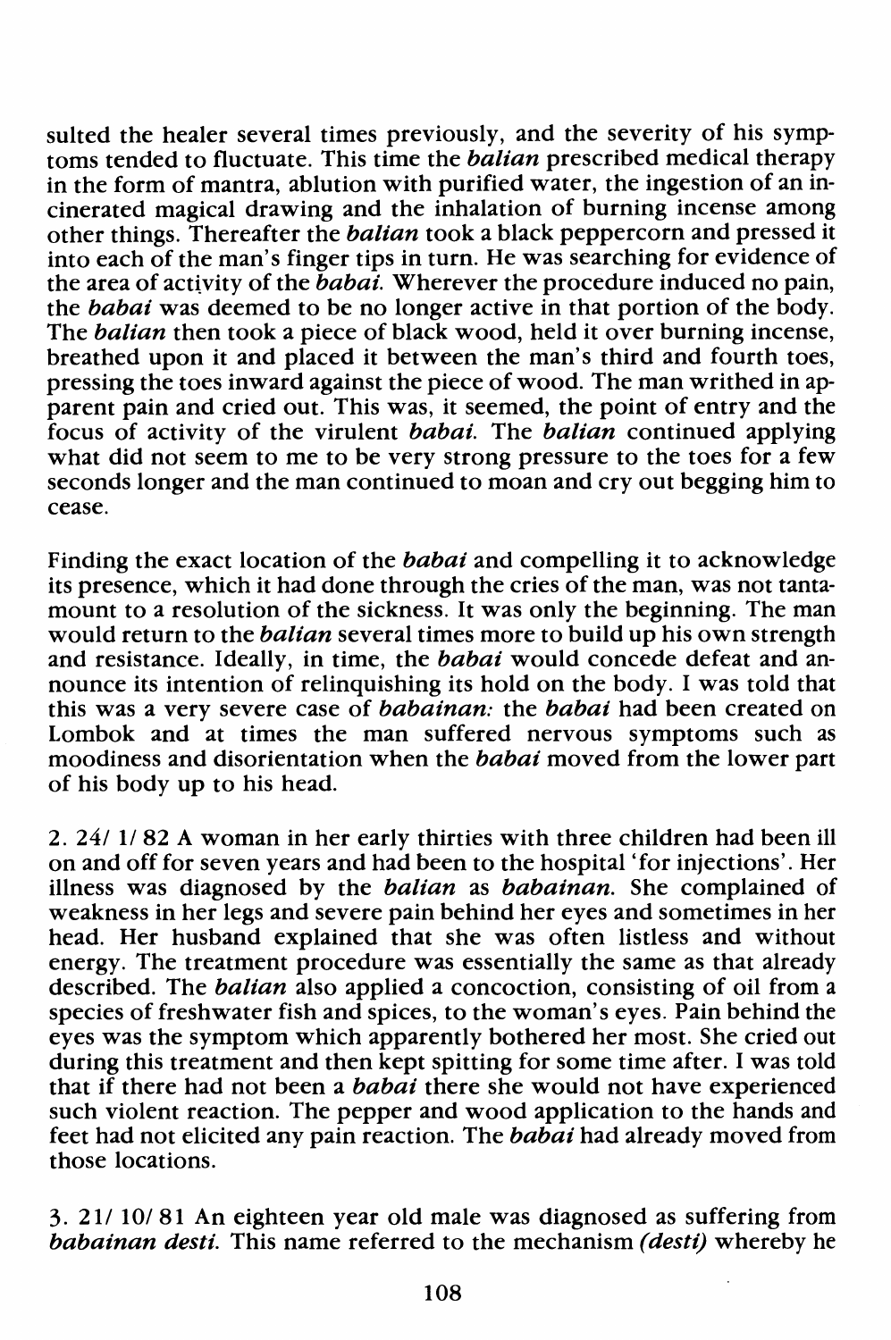sulted the healer several times previously, and the severity of his symptoms tended to fluctuate. This time the *balian* prescribed medical therapy in the form of mantra, ablution with purified water, the ingestion of an incinerated magical drawing and the inhalation of burning incense among other things. Thereafter the *balian* took a black peppercorn and pressed it into each of the man's finger tips in turn. He was searching for evidence of the area of activity of the *babai*. Wherever the procedure induced no pain, the *babai* was deemed to be no longer active in that portion of the body. The *balian* then took a piece of black wood, held it over burning incense, breathed upon it and placed it between the man's third and fourth toes, pressing the toes inward against the piece of wood. The man writhed in apparent pain and cried out. This was, it seemed, the point of entry and the focus of activity of the virulent *babai*. The *balian* continued applying what did not seem to me to be very strong pressure to the toes for a few seconds longer and the man continued to moan and cry out begging him to cease.

Finding the exact location of the *babai* and compelling it to acknowledge its presence, which it had done through the cries of the man, was not tantamount to a resolution of the sickness. It was only the beginning. The man would return to the *balian* several times more to build up his own strength and resistance. Ideally, in time, the *babai* would concede defeat and announce its intention of relinquishing its hold on the body. I was told that this was a very severe case of *babainan:* the *babai* had been created on Lombok and at times the man suffered nervous symptoms such as moodiness and disorientation when the *babai* moved from the lower part of his body up to his head.

2. 24/ 1/ 82 A woman in her early thirties with three children had been ill on and off for seven years and had been to the hospital 'for injections'. Her illness was diagnosed by the *balian* as *babainan*. She complained of weakness in her legs and severe pain behind her eyes and sometimes in her head. Her husband explained that she was often listless and without energy. The treatment procedure was essentially the same as that already described. The *balian* also applied a concoction, consisting of oil from a species of freshwater fish and spices, to the woman's eyes. Pain behind the eyes was the symptom which apparently bothered her most. She cried out during this treatment and then kept spitting for some time after. I was told that if there had not been a *babai* there she would not have experienced such violent reaction. The pepper and wood application to the hands and feet had not elicited any pain reaction. The *babai* had already moved from those locations.

3. 21/ 10/ 81 An eighteen year old male was diagnosed as suffering from *babainan desti*. This name referred to the mechanism *(desti)* whereby he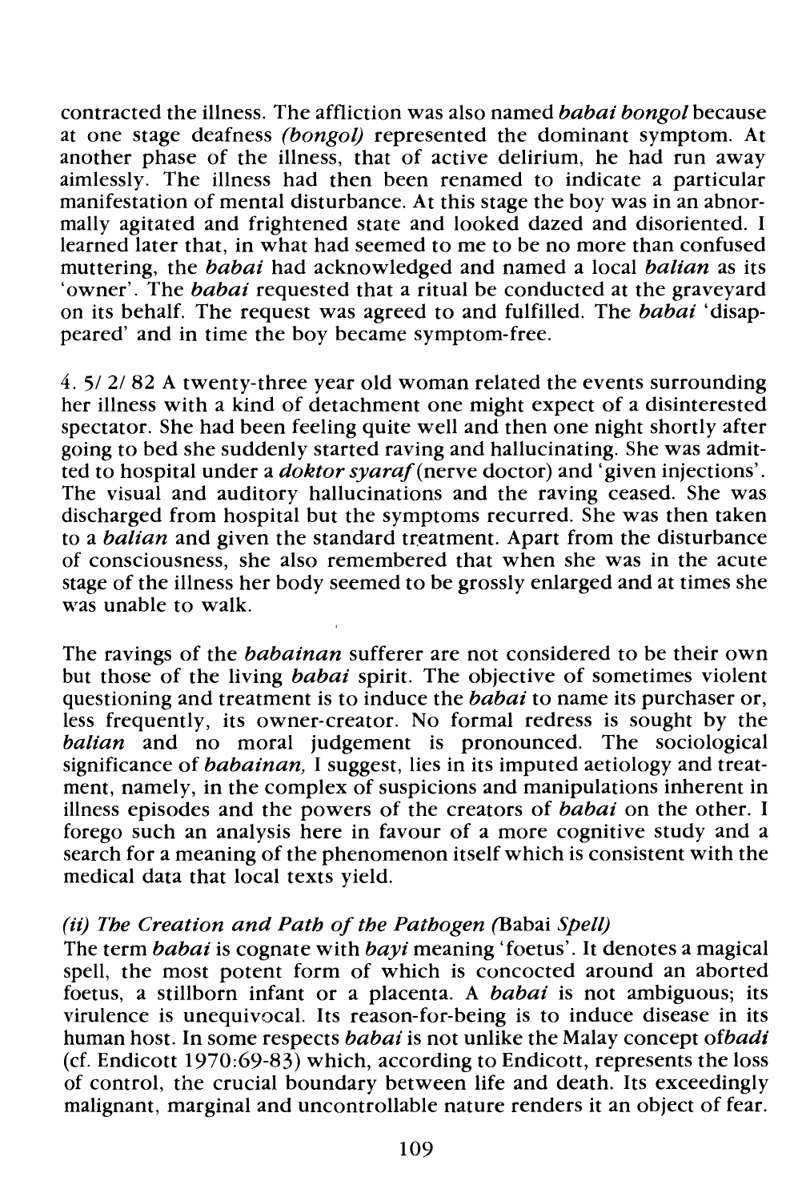contracted the illness. The affliction was also named *babai bongol* because at one stage deafness *(bongol)* represented the dominant symptom. At another phase of the illness, that of active delirium, he had run away aimlessly. The illness had then been renamed to indicate a particular manifestation of mental disturbance. At this stage the boy was in an abnormally agitated and frightened state and looked dazed and disoriented. I learned later that, in what had seemed to me to be no more than confused muttering, the *babai* had acknowledged and named a local *balian* as its 'owner'. The *babai* requested that a ritual be conducted at the graveyard on its behalf. The request was agreed to and fulfilled. The *babai* 'disappeared' and in time the boy became symptom-free.

4. 5/ 2/ 82 A twenty-three year old woman related the events surrounding her illness with a kind of detachment one might expect of a disinterested spectator. She had been feeling quite well and then one night shortly after going to bed she suddenly started raving and hallucinating. She was admitted to hospital under a *doktor syaraf* (nerve doctor) and 'given injections'. The visual and auditory hallucinations and the raving ceased. She was discharged from hospital but the symptoms recurred. She was then taken to a *balian* and given the standard treatment. Apart from the disturbance of consciousness, she also remembered that when she was in the acute stage of the illness her body seemed to be grossly enlarged and at times she was unable to walk.

The ravings of the *babainan* sufferer are not considered to be their own but those of the living *babai* spirit. The objective of sometimes violent questioning and treatment is to induce the *babai* to name its purchaser or, less frequently, its owner-creator. No formal redress is sought by the *balian* and no moral judgement is pronounced. The sociological significance of *babainan,* I suggest, lies in its imputed aetiology and treatment, namely, in the complex of suspicions and manipulations inherent in illness episodes and the powers of the creators of *babai* on the other. I forego such an analysis here in favour of a more cognitive study and a search for a meaning of the phenomenon itself which is consistent with the medical data that local texts yield.

### *(ii) The Creation and Path of the Pathogen (*Babai *Spell)*

The term *babai* is cognate with *bayi* meaning 'foetus'. It denotes a magical spell, the most potent form of which is concocted around an aborted foetus, a stillborn infant or a placenta. A *babai* is not ambiguous; its virulence is unequivocal. Its reason-for-being is to induce disease in its human host. In some respects *babai* is not unlike the Malay concept of *badi* (cf. Endicott 1970:69-83) which, according to Endicott, represents the loss of control, the crucial boundary between life and death. Its exceedingly malignant, marginal and uncontrollable nature renders it an object of fear.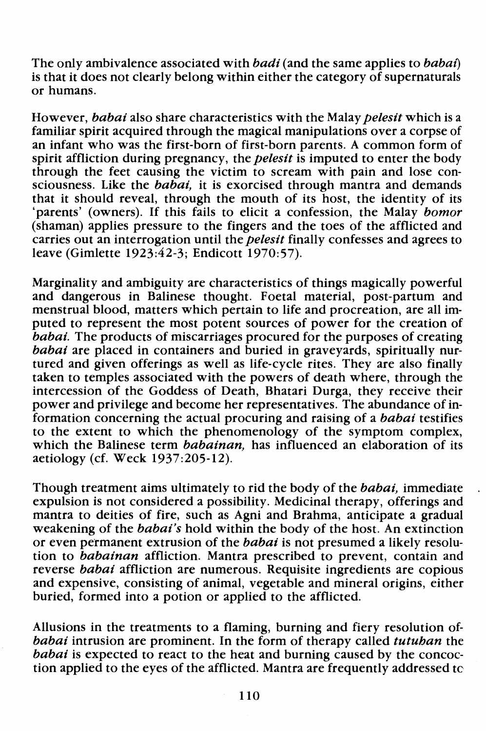The only ambivalence associated with *badi* (and the same applies to *babai*) is that it does not clearly belong within either the category of supernaturals or humans.

However, *babai* also share characteristics with the Malay *pelesit* which is a familiar spirit acquired through the magical manipulations over a corpse of an infant who was the first-born of first-born parents. A common form of spirit affliction during pregnancy, the *pelesit* is imputed to enter the body through the feet causing the victim to scream with pain and lose consciousness. Like the *babai,* it is exorcised through mantra and demands that it should reveal, through the mouth of its host, the identity of its 'parents' (owners). If this fails to elicit a confession, the Malay *bomor* (shaman) applies pressure to the fingers and the toes of the afflicted and carries out an interrogation until the *pelesit* finally confesses and agrees to leave (Gimlette 1923:42-3; Endicott 1970:57).

Marginality and ambiguity are characteristics of things magically powerful and dangerous in Balinese thought. Foetal material, post-partum and menstrual blood, matters which pertain to life and procreation, are all imputed to represent the most potent sources of power for the creation of *babai.* The products of miscarriages procured for the purposes of creating *babai* are placed in containers and buried in graveyards, spiritually nurtured and given offerings as well as life-cycle rites. They are also finally taken to temples associated with the powers of death where, through the intercession of the Goddess of Death, Bhatari Durga, they receive their power and privilege and become her representatives. The abundance of information concerning the actual procuring and raising of a *babai* testifies to the extent to which the phenomenology of the symptom complex, which the Balinese term *babainan,* has influenced an elaboration of its aetiology (cf. Weck 1937:205-12).

Though treatment aims ultimately to rid the body of the *babai,* immediate expulsion is not considered a possibility. Medicinal therapy, offerings and mantra to deities of fire, such as Agni and Brahma, anticipate a gradual weakening of the *babai's* hold within the body of the host. An extinction or even permanent extrusion of the *babai* is not presumed a likely resolution to *babainan* affliction. Mantra prescribed to prevent, contain and reverse *babai* affliction are numerous. Requisite ingredients are copious and expensive, consisting of animal, vegetable and mineral origins, either buried, formed into a potion or applied to the afflicted.

Allusions in the treatments to a flaming, burning and fiery resolution of *babai* intrusion are prominent. In the form of therapy called *tutuban* the *babai* is expected to react to the heat and burning caused by the concoction applied to the eyes of the afflicted. Mantra are frequently addressed to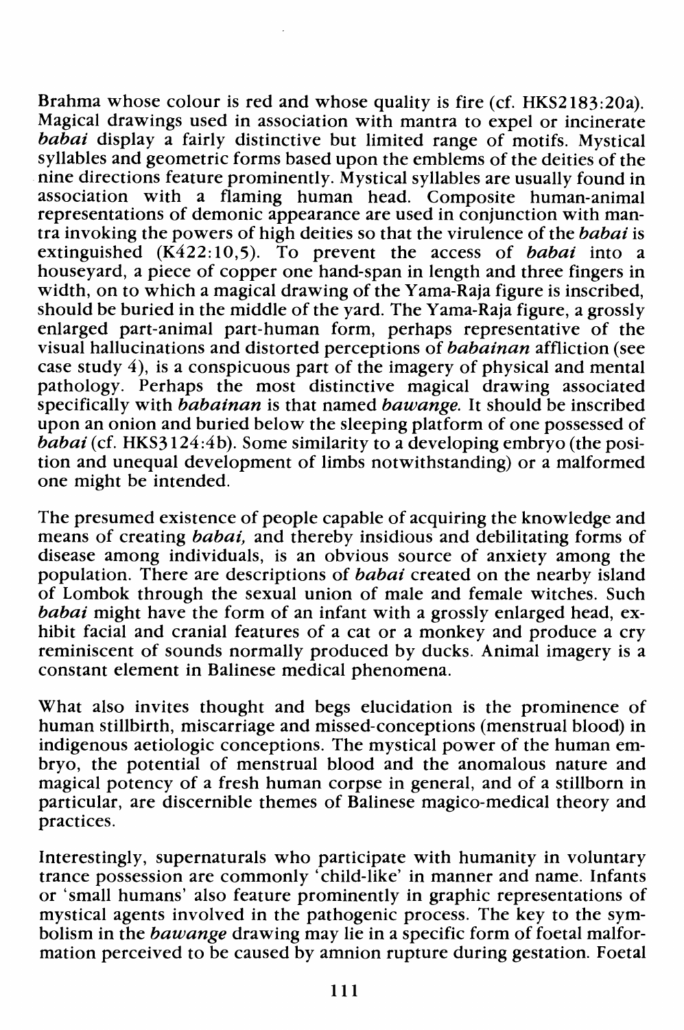Brahma whose colour is red and whose quality is fire (cf. HKS2183:20a). Magical drawings used in association with mantra to expel or incinerate *babai* display a fairly distinctive but limited range of motifs. Mystical syllables and geometric forms based upon the emblems of the deities of the nine directions feature prominently. Mystical syllables are usually found in association with a flaming human head. Composite human-animal representations of demonic appearance are used in conjunction with mantra invoking the powers of high deities so that the virulence of the *babai* is extinguished (K422:10,5). To prevent the access of *babai* into a houseyard, a piece of copper one hand-span in length and three fingers in width, on to which a magical drawing of the Yama-Raja figure is inscribed, should be buried in the middle of the yard. The Yama-Raja figure, a grossly enlarged part-animal part-human form, perhaps representative of the visual hallucinations and distorted perceptions of *babainan* affliction (see case study 4), is a conspicuous part of the imagery of physical and mental pathology. Perhaps the most distinctive magical drawing associated specifically with *babainan* is that named *bawange*. It should be inscribed upon an onion and buried below the sleeping platform of one possessed of *babai* (cf. HKS3124:4b). Some similarity to a developing embryo (the position and unequal development of limbs notwithstanding) or a malformed one might be intended.

The presumed existence of people capable of acquiring the knowledge and means of creating *babai,* and thereby insidious and debilitating forms of disease among individuals, is an obvious source of anxiety among the population. There are descriptions of *babai* created on the nearby island of Lombok through the sexual union of male and female witches. Such *babai* might have the form of an infant with a grossly enlarged head, exhibit facial and cranial features of a cat or a monkey and produce a cry reminiscent of sounds normally produced by ducks. Animal imagery is a constant element in Balinese medical phenomena.

What also invites thought and begs elucidation is the prominence of human stillbirth, miscarriage and missed-conceptions (menstrual blood) in indigenous aetiologic conceptions. The mystical power of the human embryo, the potential of menstrual blood and the anomalous nature and magical potency of a fresh human corpse in general, and of a stillborn in particular, are discernible themes of Balinese magico-medical theory and practices.

Interestingly, supernaturals who participate with humanity in voluntary trance possession are commonly 'child-like' in manner and name. Infants or 'small humans' also feature prominently in graphic representations of mystical agents involved in the pathogenic process. The key to the symbolism in the *bawange* drawing may lie in a specific form of foetal malformation perceived to be caused by amnion rupture during gestation. Foetal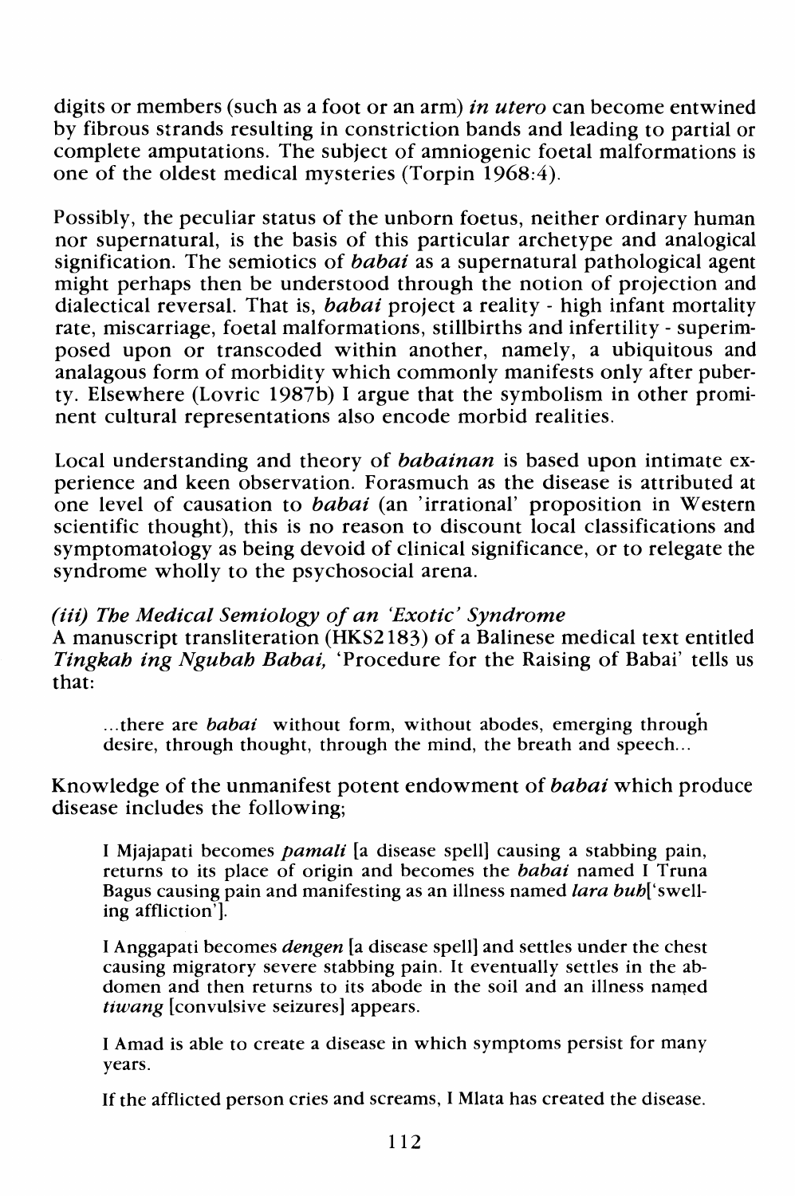digits or members (such as a foot or an arm) *in utero* can become entwined by fibrous strands resulting in constriction bands and leading to partial or complete amputations. The subject of amniogenic foetal malformations is one of the oldest medical mysteries (Torpin 1968:4).

Possibly, the peculiar status of the unborn foetus, neither ordinary human nor supernatural, is the basis of this particular archetype and analogical signification. The semiotics of *babai* as a supernatural pathological agent might perhaps then be understood through the notion of projection and dialectical reversal. That is, *babai* project a reality - high infant mortality rate, miscarriage, foetal malformations, stillbirths and infertility - superimposed upon or transcoded within another, namely, a ubiquitous and analagous form of morbidity which commonly manifests only after puberty. Elsewhere (Lovric 1987b) I argue that the symbolism in other prominent cultural representations also encode morbid realities.

Local understanding and theory of *babainan* is based upon intimate experience and keen observation. Forasmuch as the disease is attributed at one level of causation to *babai* (an 'irrational' proposition in Western scientific thought), this is no reason to discount local classifications and symptomatology as being devoid of clinical significance, or to relegate the syndrome wholly to the psychosocial arena.

### *(iii) The Medical Semiology of an 'Exotic' Syndrome*

A manuscript transliteration (HKS2183) of a Balinese medical text entitled *Tingkah ing Ngubah Babai,* 'Procedure for the Raising of Babai' tells us that:

> ...there are *babai* without form, without abodes, emerging through desire, through thought, through the mind, the breath and speech...

Knowledge of the unmanifest potent endowment of *babai* which produce disease includes the following;

> I Mjajapati becomes *pamali* [a disease spell] causing a stabbing pain, returns to its place of origin and becomes the *babai* named I Truna Bagus causing pain and manifesting as an illness named *lara buh*['swelling affliction'].
>
> I Anggapati becomes *dengen* [a disease spell] and settles under the chest causing migratory severe stabbing pain. It eventually settles in the abdomen and then returns to its abode in the soil and an illness named *tiwang* [convulsive seizures] appears.
>
> I Amad is able to create a disease in which symptoms persist for many years.
>
> If the afflicted person cries and screams, I Mlata has created the disease.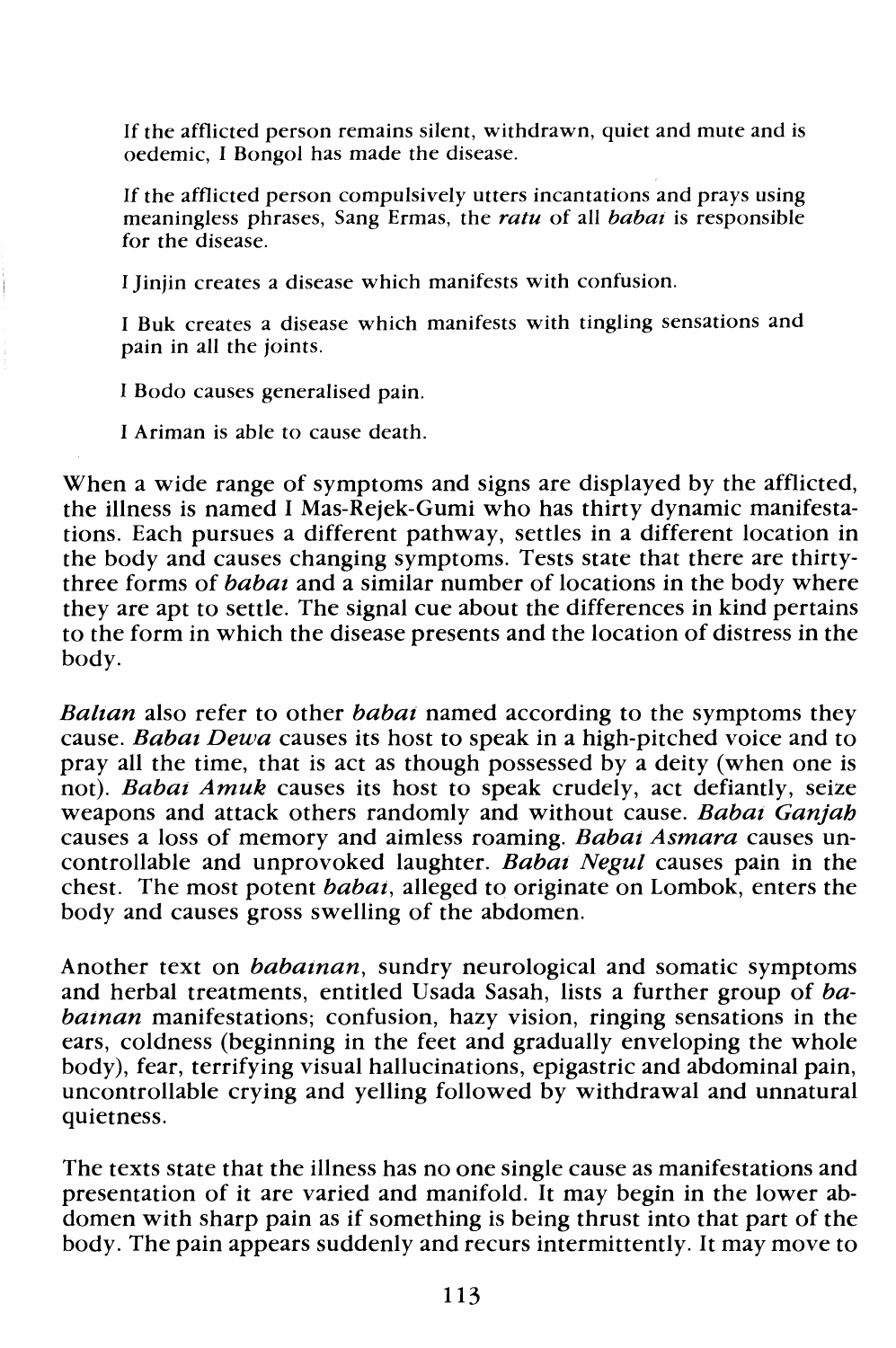If the afflicted person remains silent, withdrawn, quiet and mute and is oedemic, I Bongol has made the disease.

If the afflicted person compulsively utters incantations and prays using meaningless phrases, Sang Ermas, the *ratu* of all *babai* is responsible for the disease.

I Jinjin creates a disease which manifests with confusion.

I Buk creates a disease which manifests with tingling sensations and pain in all the joints.

I Bodo causes generalised pain.

I Ariman is able to cause death.

When a wide range of symptoms and signs are displayed by the afflicted, the illness is named I Mas-Rejek-Gumi who has thirty dynamic manifestations. Each pursues a different pathway, settles in a different location in the body and causes changing symptoms. Tests state that there are thirty-three forms of *babai* and a similar number of locations in the body where they are apt to settle. The signal cue about the differences in kind pertains to the form in which the disease presents and the location of distress in the body.

*Balian* also refer to other *babai* named according to the symptoms they cause. *Babai Dewa* causes its host to speak in a high-pitched voice and to pray all the time, that is act as though possessed by a deity (when one is not). *Babai Amuk* causes its host to speak crudely, act defiantly, seize weapons and attack others randomly and without cause. *Babai Ganjah* causes a loss of memory and aimless roaming. *Babai Asmara* causes uncontrollable and unprovoked laughter. *Babai Negul* causes pain in the chest. The most potent *babai*, alleged to originate on Lombok, enters the body and causes gross swelling of the abdomen.

Another text on *babainan*, sundry neurological and somatic symptoms and herbal treatments, entitled Usada Sasah, lists a further group of *babainan* manifestations; confusion, hazy vision, ringing sensations in the ears, coldness (beginning in the feet and gradually enveloping the whole body), fear, terrifying visual hallucinations, epigastric and abdominal pain, uncontrollable crying and yelling followed by withdrawal and unnatural quietness.

The texts state that the illness has no one single cause as manifestations and presentation of it are varied and manifold. It may begin in the lower abdomen with sharp pain as if something is being thrust into that part of the body. The pain appears suddenly and recurs intermittently. It may move to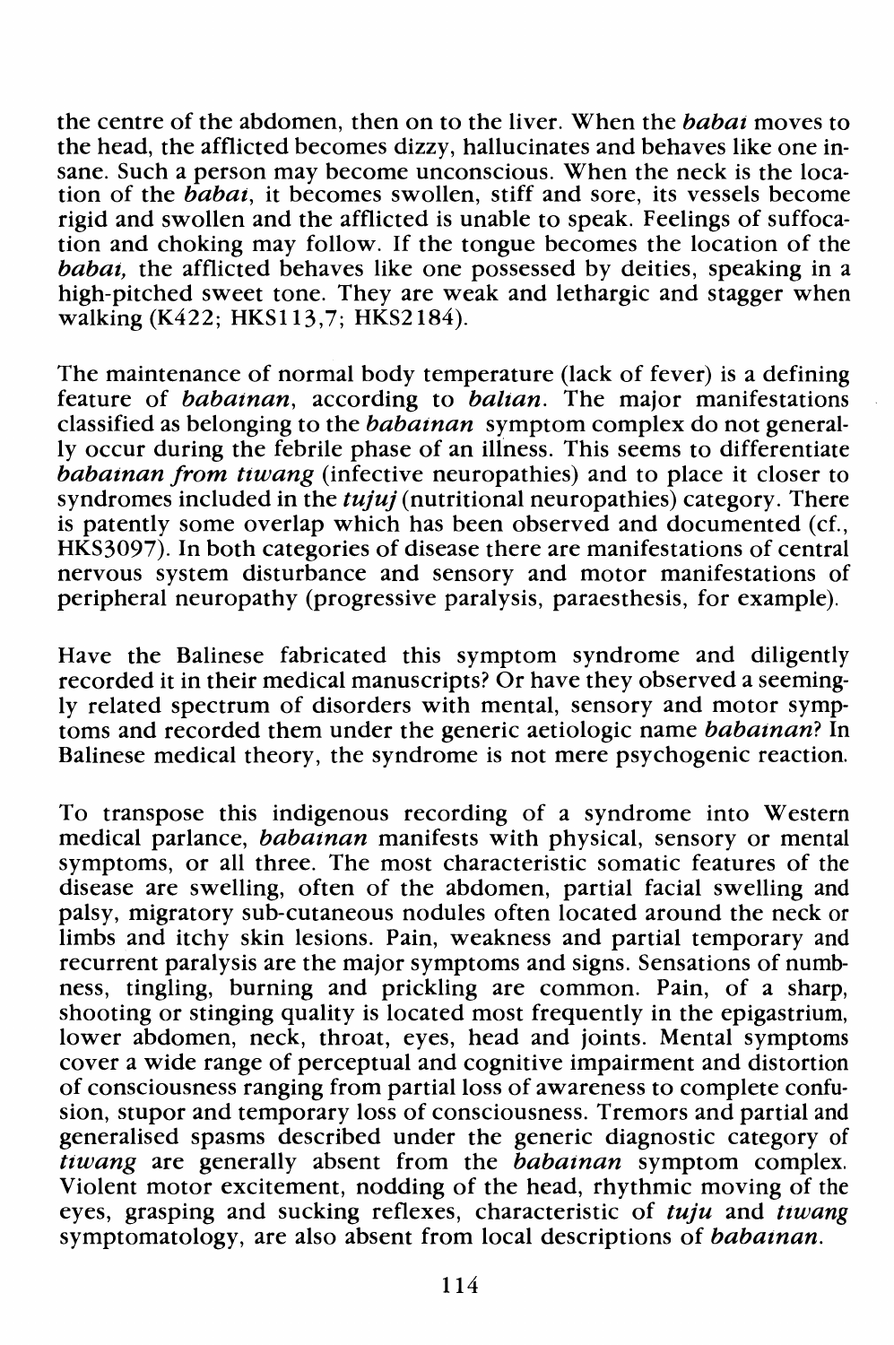the centre of the abdomen, then on to the liver. When the *babai* moves to the head, the afflicted becomes dizzy, hallucinates and behaves like one insane. Such a person may become unconscious. When the neck is the location of the *babai*, it becomes swollen, stiff and sore, its vessels become rigid and swollen and the afflicted is unable to speak. Feelings of suffocation and choking may follow. If the tongue becomes the location of the *babai*, the afflicted behaves like one possessed by deities, speaking in a high-pitched sweet tone. They are weak and lethargic and stagger when walking (K422; HKS113,7; HKS2184).

The maintenance of normal body temperature (lack of fever) is a defining feature of *babainan*, according to *balian*. The major manifestations classified as belonging to the *babainan* symptom complex do not generally occur during the febrile phase of an illness. This seems to differentiate *babainan from tiwang* (infective neuropathies) and to place it closer to syndromes included in the *tujuj* (nutritional neuropathies) category. There is patently some overlap which has been observed and documented (cf., HKS3097). In both categories of disease there are manifestations of central nervous system disturbance and sensory and motor manifestations of peripheral neuropathy (progressive paralysis, paraesthesis, for example).

Have the Balinese fabricated this symptom syndrome and diligently recorded it in their medical manuscripts? Or have they observed a seemingly related spectrum of disorders with mental, sensory and motor symptoms and recorded them under the generic aetiologic name *babainan*? In Balinese medical theory, the syndrome is not mere psychogenic reaction.

To transpose this indigenous recording of a syndrome into Western medical parlance, *babainan* manifests with physical, sensory or mental symptoms, or all three. The most characteristic somatic features of the disease are swelling, often of the abdomen, partial facial swelling and palsy, migratory sub-cutaneous nodules often located around the neck or limbs and itchy skin lesions. Pain, weakness and partial temporary and recurrent paralysis are the major symptoms and signs. Sensations of numbness, tingling, burning and prickling are common. Pain, of a sharp, shooting or stinging quality is located most frequently in the epigastrium, lower abdomen, neck, throat, eyes, head and joints. Mental symptoms cover a wide range of perceptual and cognitive impairment and distortion of consciousness ranging from partial loss of awareness to complete confusion, stupor and temporary loss of consciousness. Tremors and partial and generalised spasms described under the generic diagnostic category of *tiwang* are generally absent from the *babainan* symptom complex. Violent motor excitement, nodding of the head, rhythmic moving of the eyes, grasping and sucking reflexes, characteristic of *tuju* and *tiwang* symptomatology, are also absent from local descriptions of *babainan*.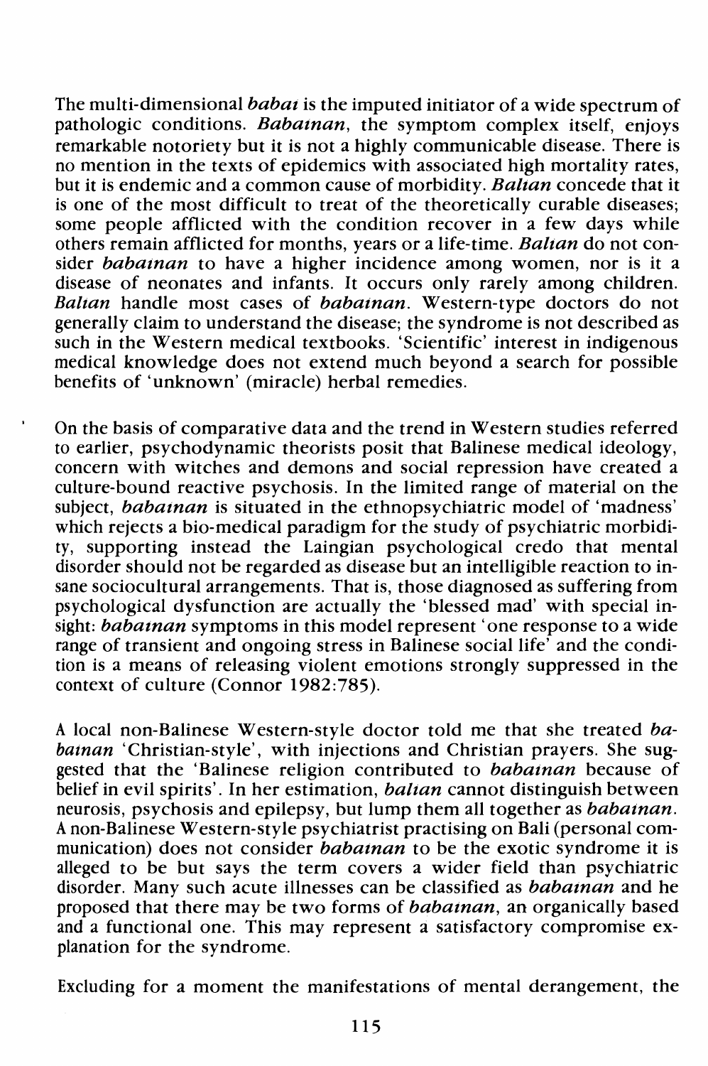The multi-dimensional *babai* is the imputed initiator of a wide spectrum of pathologic conditions. *Babainan*, the symptom complex itself, enjoys remarkable notoriety but it is not a highly communicable disease. There is no mention in the texts of epidemics with associated high mortality rates, but it is endemic and a common cause of morbidity. *Balian* concede that it is one of the most difficult to treat of the theoretically curable diseases; some people afflicted with the condition recover in a few days while others remain afflicted for months, years or a life-time. *Balian* do not consider *babainan* to have a higher incidence among women, nor is it a disease of neonates and infants. It occurs only rarely among children. *Balian* handle most cases of *babainan*. Western-type doctors do not generally claim to understand the disease; the syndrome is not described as such in the Western medical textbooks. 'Scientific' interest in indigenous medical knowledge does not extend much beyond a search for possible benefits of 'unknown' (miracle) herbal remedies.

On the basis of comparative data and the trend in Western studies referred to earlier, psychodynamic theorists posit that Balinese medical ideology, concern with witches and demons and social repression have created a culture-bound reactive psychosis. In the limited range of material on the subject, *babainan* is situated in the ethnopsychiatric model of 'madness' which rejects a bio-medical paradigm for the study of psychiatric morbidity, supporting instead the Laingian psychological credo that mental disorder should not be regarded as disease but an intelligible reaction to insane sociocultural arrangements. That is, those diagnosed as suffering from psychological dysfunction are actually the 'blessed mad' with special insight: *babainan* symptoms in this model represent 'one response to a wide range of transient and ongoing stress in Balinese social life' and the condition is a means of releasing violent emotions strongly suppressed in the context of culture (Connor 1982:785).

A local non-Balinese Western-style doctor told me that she treated *babainan* 'Christian-style', with injections and Christian prayers. She suggested that the 'Balinese religion contributed to *babainan* because of belief in evil spirits'. In her estimation, *balian* cannot distinguish between neurosis, psychosis and epilepsy, but lump them all together as *babainan*. A non-Balinese Western-style psychiatrist practising on Bali (personal communication) does not consider *babainan* to be the exotic syndrome it is alleged to be but says the term covers a wider field than psychiatric disorder. Many such acute illnesses can be classified as *babainan* and he proposed that there may be two forms of *babainan*, an organically based and a functional one. This may represent a satisfactory compromise explanation for the syndrome.

Excluding for a moment the manifestations of mental derangement, the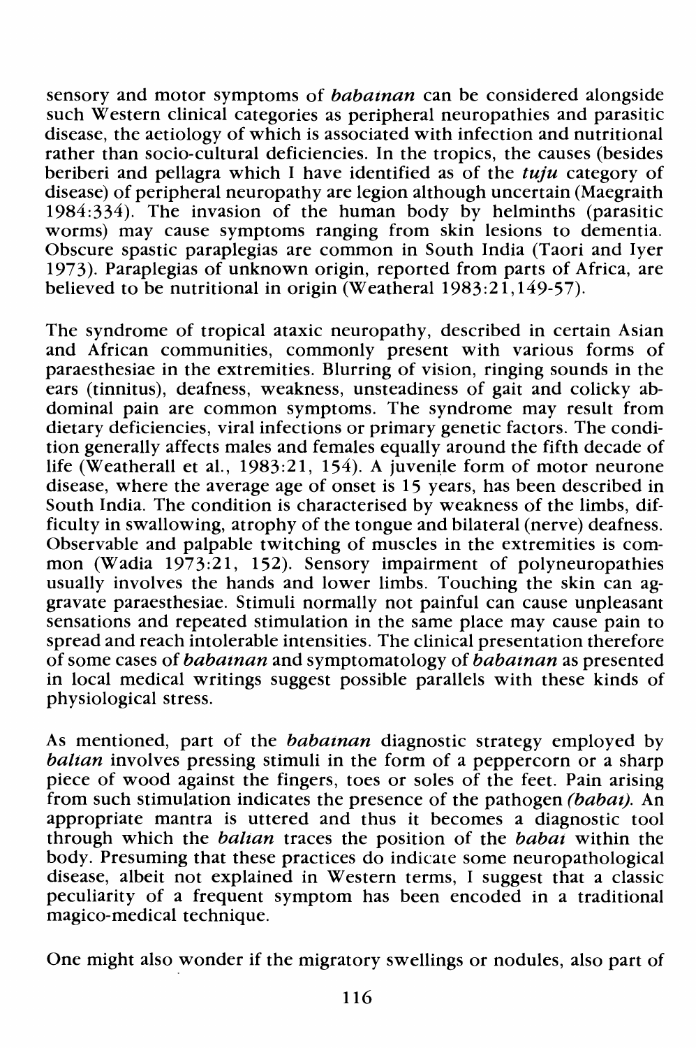sensory and motor symptoms of *babainan* can be considered alongside such Western clinical categories as peripheral neuropathies and parasitic disease, the aetiology of which is associated with infection and nutritional rather than socio-cultural deficiencies. In the tropics, the causes (besides beriberi and pellagra which I have identified as of the ***tuju*** category of disease) of peripheral neuropathy are legion although uncertain (Maegraith 1984:334). The invasion of the human body by helminths (parasitic worms) may cause symptoms ranging from skin lesions to dementia. Obscure spastic paraplegias are common in South India (Taori and Iyer 1973). Paraplegias of unknown origin, reported from parts of Africa, are believed to be nutritional in origin (Weatheral 1983:21,149-57).

The syndrome of tropical ataxic neuropathy, described in certain Asian and African communities, commonly present with various forms of paraesthesiae in the extremities. Blurring of vision, ringing sounds in the ears (tinnitus), deafness, weakness, unsteadiness of gait and colicky abdominal pain are common symptoms. The syndrome may result from dietary deficiencies, viral infections or primary genetic factors. The condition generally affects males and females equally around the fifth decade of life (Weatherall et al., 1983:21, 154). A juvenile form of motor neurone disease, where the average age of onset is 15 years, has been described in South India. The condition is characterised by weakness of the limbs, difficulty in swallowing, atrophy of the tongue and bilateral (nerve) deafness. Observable and palpable twitching of muscles in the extremities is common (Wadia 1973:21, 152). Sensory impairment of polyneuropathies usually involves the hands and lower limbs. Touching the skin can aggravate paraesthesiae. Stimuli normally not painful can cause unpleasant sensations and repeated stimulation in the same place may cause pain to spread and reach intolerable intensities. The clinical presentation therefore of some cases of *babainan* and symptomatology of *babainan* as presented in local medical writings suggest possible parallels with these kinds of physiological stress.

As mentioned, part of the *babainan* diagnostic strategy employed by *balian* involves pressing stimuli in the form of a peppercorn or a sharp piece of wood against the fingers, toes or soles of the feet. Pain arising from such stimulation indicates the presence of the pathogen *(babai)*. An appropriate mantra is uttered and thus it becomes a diagnostic tool through which the *balian* traces the position of the *babai* within the body. Presuming that these practices do indicate some neuropathological disease, albeit not explained in Western terms, I suggest that a classic peculiarity of a frequent symptom has been encoded in a traditional magico-medical technique.

One might also wonder if the migratory swellings or nodules, also part of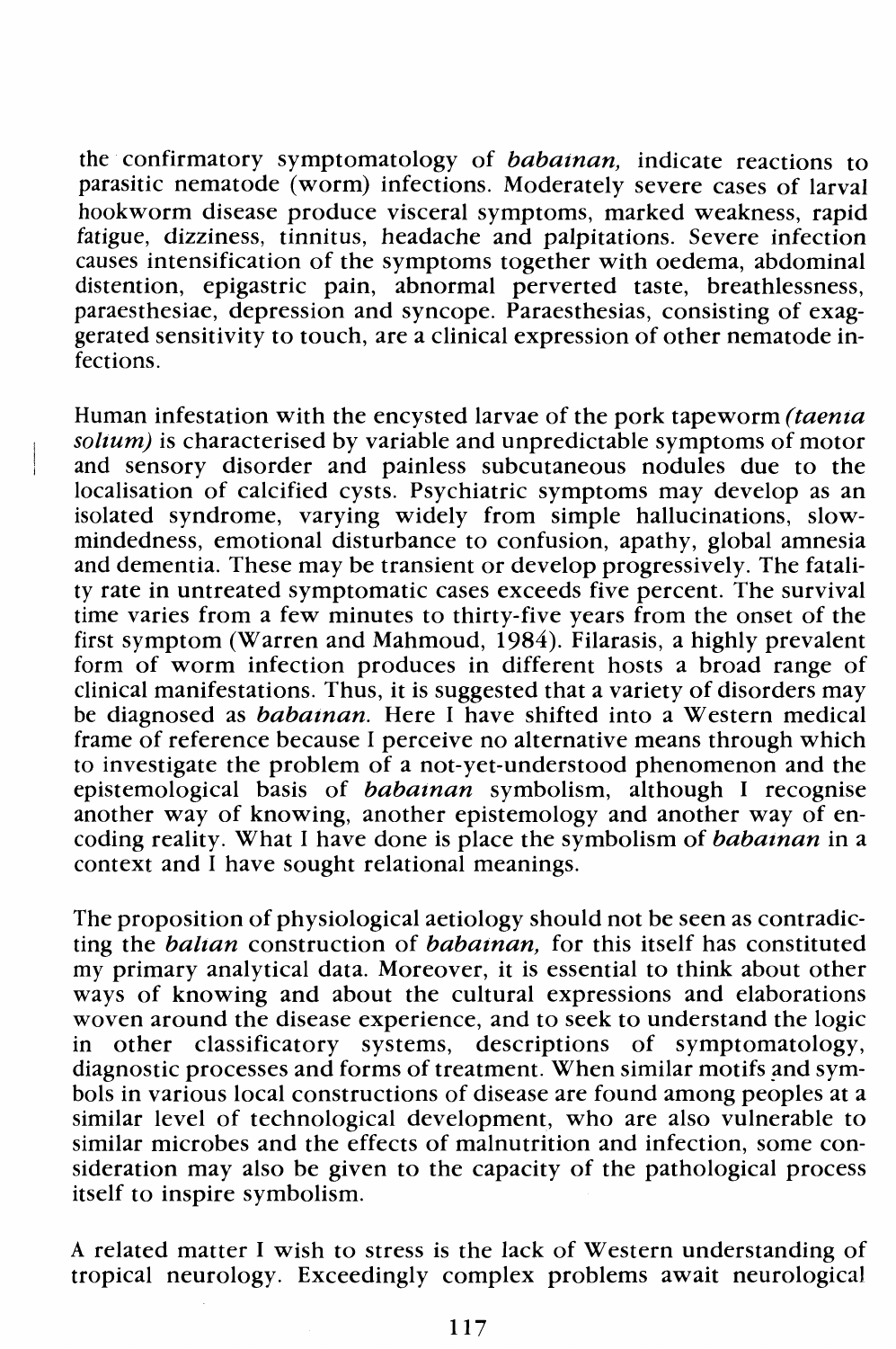the confirmatory symptomatology of *babainan,* indicate reactions to parasitic nematode (worm) infections. Moderately severe cases of larval hookworm disease produce visceral symptoms, marked weakness, rapid fatigue, dizziness, tinnitus, headache and palpitations. Severe infection causes intensification of the symptoms together with oedema, abdominal distention, epigastric pain, abnormal perverted taste, breathlessness, paraesthesiae, depression and syncope. Paraesthesias, consisting of exaggerated sensitivity to touch, are a clinical expression of other nematode infections.

Human infestation with the encysted larvae of the pork tapeworm *(taenia solium)* is characterised by variable and unpredictable symptoms of motor and sensory disorder and painless subcutaneous nodules due to the localisation of calcified cysts. Psychiatric symptoms may develop as an isolated syndrome, varying widely from simple hallucinations, slow-mindedness, emotional disturbance to confusion, apathy, global amnesia and dementia. These may be transient or develop progressively. The fatality rate in untreated symptomatic cases exceeds five percent. The survival time varies from a few minutes to thirty-five years from the onset of the first symptom (Warren and Mahmoud, 1984). Filarasis, a highly prevalent form of worm infection produces in different hosts a broad range of clinical manifestations. Thus, it is suggested that a variety of disorders may be diagnosed as *babainan.* Here I have shifted into a Western medical frame of reference because I perceive no alternative means through which to investigate the problem of a not-yet-understood phenomenon and the epistemological basis of *babainan* symbolism, although I recognise another way of knowing, another epistemology and another way of encoding reality. What I have done is place the symbolism of *babainan* in a context and I have sought relational meanings.

The proposition of physiological aetiology should not be seen as contradicting the *balian* construction of *babainan,* for this itself has constituted my primary analytical data. Moreover, it is essential to think about other ways of knowing and about the cultural expressions and elaborations woven around the disease experience, and to seek to understand the logic in other classificatory systems, descriptions of symptomatology, diagnostic processes and forms of treatment. When similar motifs and symbols in various local constructions of disease are found among peoples at a similar level of technological development, who are also vulnerable to similar microbes and the effects of malnutrition and infection, some consideration may also be given to the capacity of the pathological process itself to inspire symbolism.

A related matter I wish to stress is the lack of Western understanding of tropical neurology. Exceedingly complex problems await neurological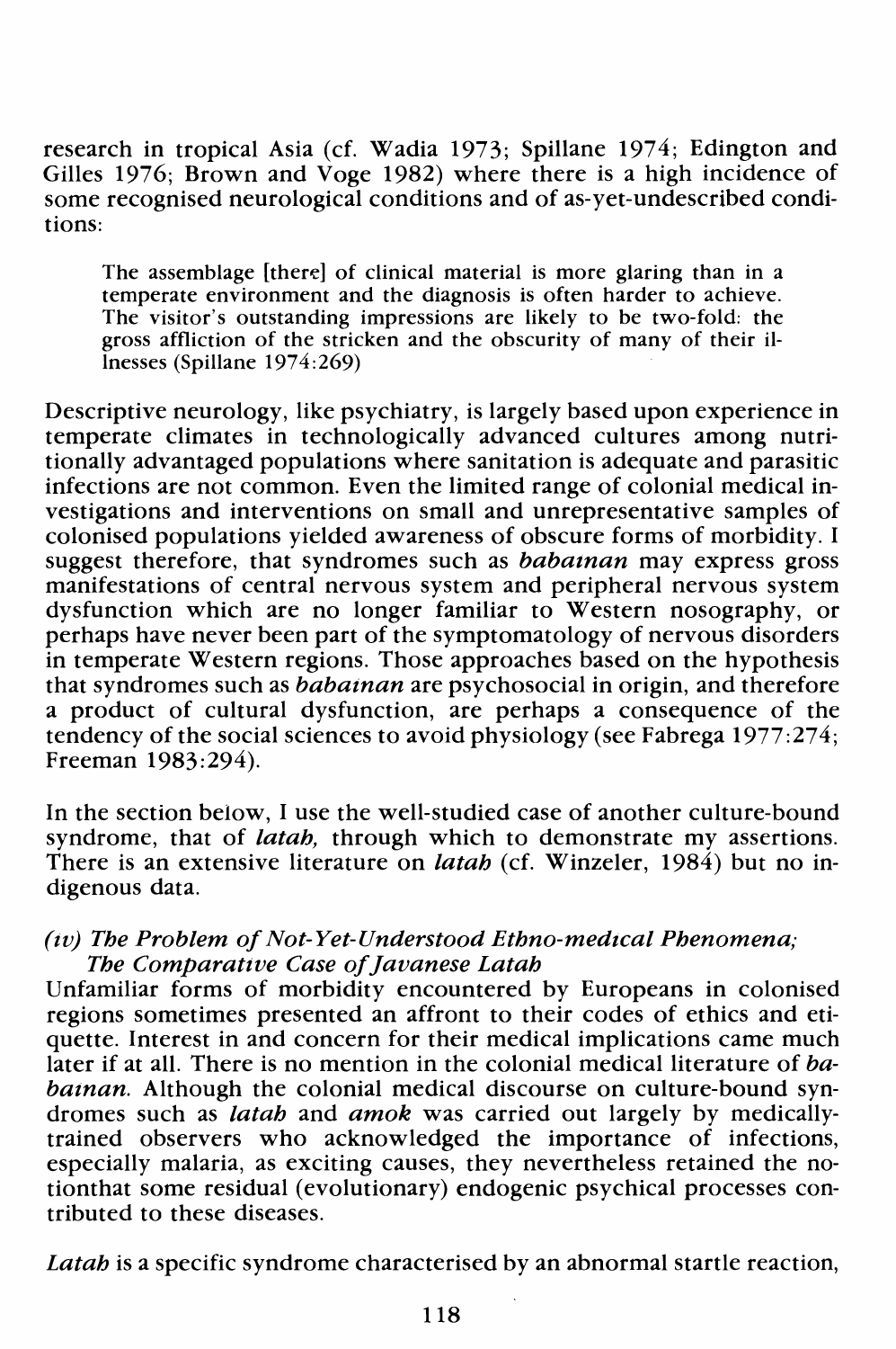research in tropical Asia (cf. Wadia 1973; Spillane 1974; Edington and Gilles 1976; Brown and Voge 1982) where there is a high incidence of some recognised neurological conditions and of as-yet-undescribed conditions:

> The assemblage [there] of clinical material is more glaring than in a temperate environment and the diagnosis is often harder to achieve. The visitor's outstanding impressions are likely to be two-fold: the gross affliction of the stricken and the obscurity of many of their illnesses (Spillane 1974:269)

Descriptive neurology, like psychiatry, is largely based upon experience in temperate climates in technologically advanced cultures among nutritionally advantaged populations where sanitation is adequate and parasitic infections are not common. Even the limited range of colonial medical investigations and interventions on small and unrepresentative samples of colonised populations yielded awareness of obscure forms of morbidity. I suggest therefore, that syndromes such as *babainan* may express gross manifestations of central nervous system and peripheral nervous system dysfunction which are no longer familiar to Western nosography, or perhaps have never been part of the symptomatology of nervous disorders in temperate Western regions. Those approaches based on the hypothesis that syndromes such as *babainan* are psychosocial in origin, and therefore a product of cultural dysfunction, are perhaps a consequence of the tendency of the social sciences to avoid physiology (see Fabrega 1977:274; Freeman 1983:294).

In the section below, I use the well-studied case of another culture-bound syndrome, that of *latah,* through which to demonstrate my assertions. There is an extensive literature on *latah* (cf. Winzeler, 1984) but no indigenous data.

### *(iv) The Problem of Not-Yet-Understood Ethno-medical Phenomena; The Comparative Case of Javanese Latah*

Unfamiliar forms of morbidity encountered by Europeans in colonised regions sometimes presented an affront to their codes of ethics and etiquette. Interest in and concern for their medical implications came much later if at all. There is no mention in the colonial medical literature of *babainan.* Although the colonial medical discourse on culture-bound syndromes such as *latah* and *amok* was carried out largely by medically-trained observers who acknowledged the importance of infections, especially malaria, as exciting causes, they nevertheless retained the notionthat some residual (evolutionary) endogenic psychical processes contributed to these diseases.

*Latah* is a specific syndrome characterised by an abnormal startle reaction,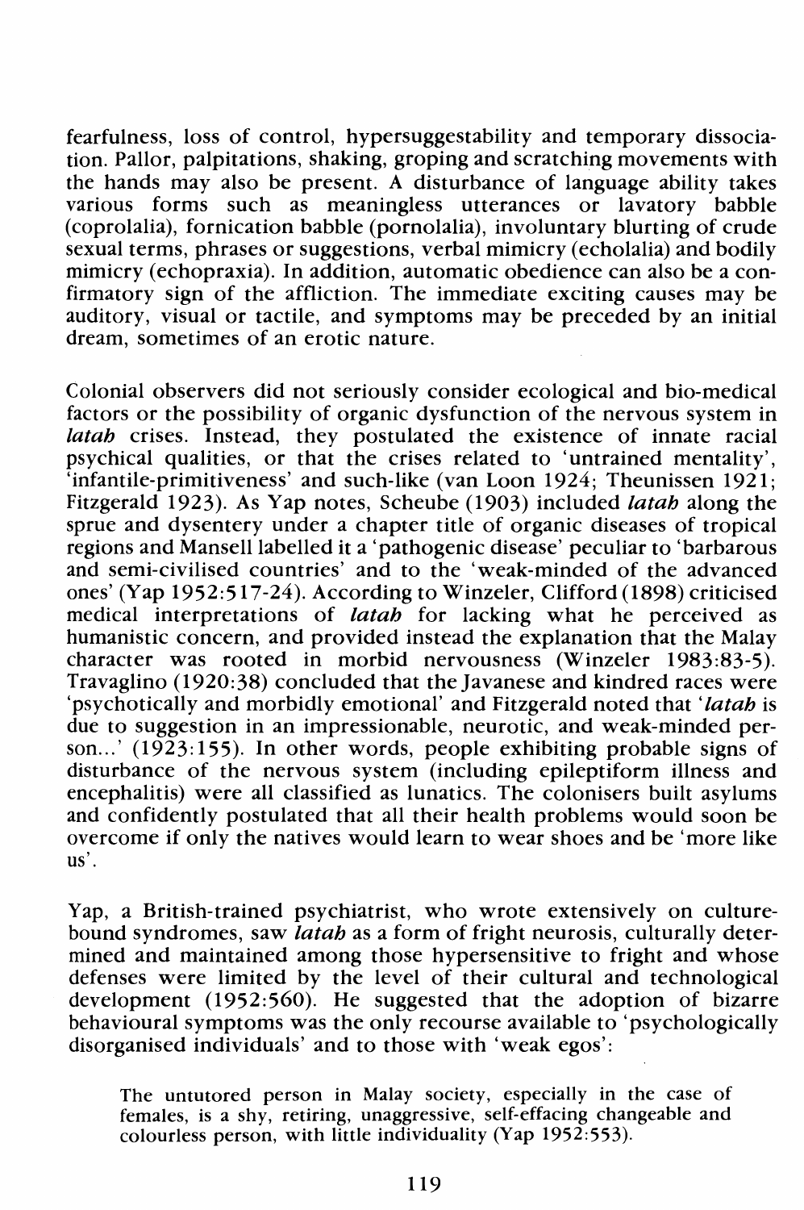fearfulness, loss of control, hypersuggestability and temporary dissociation. Pallor, palpitations, shaking, groping and scratching movements with the hands may also be present. A disturbance of language ability takes various forms such as meaningless utterances or lavatory babble (coprolalia), fornication babble (pornolalia), involuntary blurting of crude sexual terms, phrases or suggestions, verbal mimicry (echolalia) and bodily mimicry (echopraxia). In addition, automatic obedience can also be a confirmatory sign of the affliction. The immediate exciting causes may be auditory, visual or tactile, and symptoms may be preceded by an initial dream, sometimes of an erotic nature.

Colonial observers did not seriously consider ecological and bio-medical factors or the possibility of organic dysfunction of the nervous system in *latah* crises. Instead, they postulated the existence of innate racial psychical qualities, or that the crises related to 'untrained mentality', 'infantile-primitiveness' and such-like (van Loon 1924; Theunissen 1921; Fitzgerald 1923). As Yap notes, Scheube (1903) included *latah* along the sprue and dysentery under a chapter title of organic diseases of tropical regions and Mansell labelled it a 'pathogenic disease' peculiar to 'barbarous and semi-civilised countries' and to the 'weak-minded of the advanced ones' (Yap 1952:517-24). According to Winzeler, Clifford (1898) criticised medical interpretations of *latah* for lacking what he perceived as humanistic concern, and provided instead the explanation that the Malay character was rooted in morbid nervousness (Winzeler 1983:83-5). Travaglino (1920:38) concluded that the Javanese and kindred races were 'psychotically and morbidly emotional' and Fitzgerald noted that '*latah* is due to suggestion in an impressionable, neurotic, and weak-minded person...' (1923:155). In other words, people exhibiting probable signs of disturbance of the nervous system (including epileptiform illness and encephalitis) were all classified as lunatics. The colonisers built asylums and confidently postulated that all their health problems would soon be overcome if only the natives would learn to wear shoes and be 'more like us'.

Yap, a British-trained psychiatrist, who wrote extensively on culture-bound syndromes, saw *latah* as a form of fright neurosis, culturally determined and maintained among those hypersensitive to fright and whose defenses were limited by the level of their cultural and technological development (1952:560). He suggested that the adoption of bizarre behavioural symptoms was the only recourse available to 'psychologically disorganised individuals' and to those with 'weak egos':

> The untutored person in Malay society, especially in the case of females, is a shy, retiring, unaggressive, self-effacing changeable and colourless person, with little individuality (Yap 1952:553).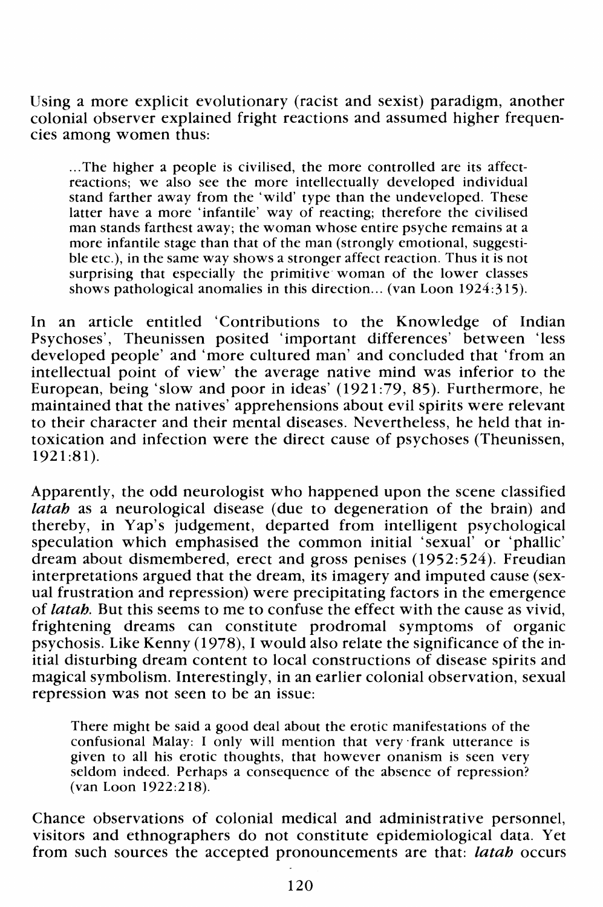Using a more explicit evolutionary (racist and sexist) paradigm, another colonial observer explained fright reactions and assumed higher frequencies among women thus:

> ...The higher a people is civilised, the more controlled are its affect-reactions; we also see the more intellectually developed individual stand farther away from the 'wild' type than the undeveloped. These latter have a more 'infantile' way of reacting; therefore the civilised man stands farthest away; the woman whose entire psyche remains at a more infantile stage than that of the man (strongly emotional, suggestible etc.), in the same way shows a stronger affect reaction. Thus it is not surprising that especially the primitive woman of the lower classes shows pathological anomalies in this direction... (van Loon 1924:315).

In an article entitled 'Contributions to the Knowledge of Indian Psychoses', Theunissen posited 'important differences' between 'less developed people' and 'more cultured man' and concluded that 'from an intellectual point of view' the average native mind was inferior to the European, being 'slow and poor in ideas' (1921:79, 85). Furthermore, he maintained that the natives' apprehensions about evil spirits were relevant to their character and their mental diseases. Nevertheless, he held that intoxication and infection were the direct cause of psychoses (Theunissen, 1921:81).

Apparently, the odd neurologist who happened upon the scene classified *latah* as a neurological disease (due to degeneration of the brain) and thereby, in Yap's judgement, departed from intelligent psychological speculation which emphasised the common initial 'sexual' or 'phallic' dream about dismembered, erect and gross penises (1952:524). Freudian interpretations argued that the dream, its imagery and imputed cause (sexual frustration and repression) were precipitating factors in the emergence of *latah*. But this seems to me to confuse the effect with the cause as vivid, frightening dreams can constitute prodromal symptoms of organic psychosis. Like Kenny (1978), I would also relate the significance of the initial disturbing dream content to local constructions of disease spirits and magical symbolism. Interestingly, in an earlier colonial observation, sexual repression was not seen to be an issue:

> There might be said a good deal about the erotic manifestations of the confusional Malay: I only will mention that very frank utterance is given to all his erotic thoughts, that however onanism is seen very seldom indeed. Perhaps a consequence of the absence of repression? (van Loon 1922:218).

Chance observations of colonial medical and administrative personnel, visitors and ethnographers do not constitute epidemiological data. Yet from such sources the accepted pronouncements are that: *latah* occurs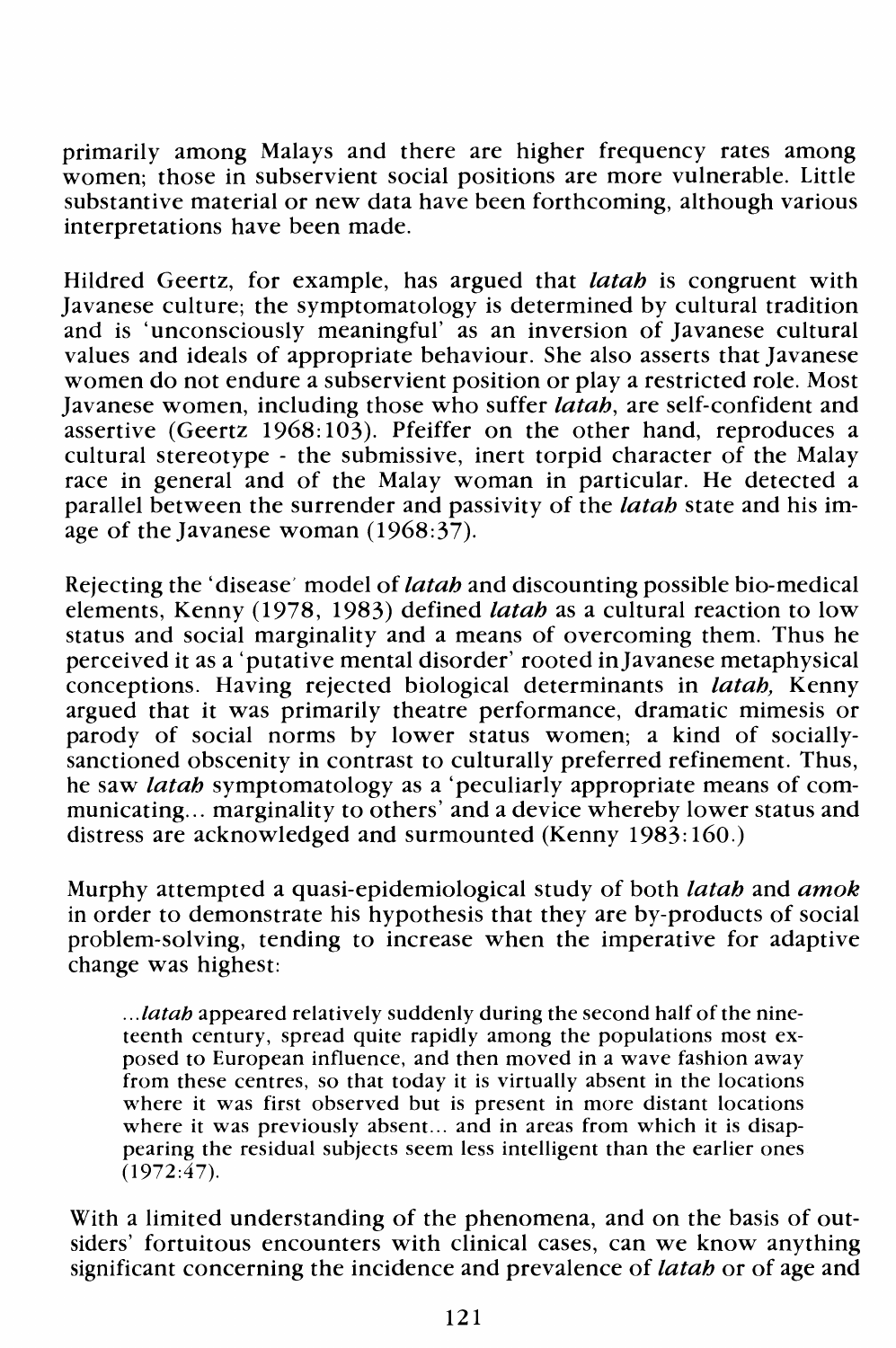primarily among Malays and there are higher frequency rates among women; those in subservient social positions are more vulnerable. Little substantive material or new data have been forthcoming, although various interpretations have been made.

Hildred Geertz, for example, has argued that *latah* is congruent with Javanese culture; the symptomatology is determined by cultural tradition and is 'unconsciously meaningful' as an inversion of Javanese cultural values and ideals of appropriate behaviour. She also asserts that Javanese women do not endure a subservient position or play a restricted role. Most Javanese women, including those who suffer *latah*, are self-confident and assertive (Geertz 1968:103). Pfeiffer on the other hand, reproduces a cultural stereotype - the submissive, inert torpid character of the Malay race in general and of the Malay woman in particular. He detected a parallel between the surrender and passivity of the *latah* state and his image of the Javanese woman (1968:37).

Rejecting the 'disease' model of *latah* and discounting possible bio-medical elements, Kenny (1978, 1983) defined *latah* as a cultural reaction to low status and social marginality and a means of overcoming them. Thus he perceived it as a 'putative mental disorder' rooted in Javanese metaphysical conceptions. Having rejected biological determinants in *latah,* Kenny argued that it was primarily theatre performance, dramatic mimesis or parody of social norms by lower status women; a kind of socially-sanctioned obscenity in contrast to culturally preferred refinement. Thus, he saw *latah* symptomatology as a 'peculiarly appropriate means of communicating... marginality to others' and a device whereby lower status and distress are acknowledged and surmounted (Kenny 1983:160.)

Murphy attempted a quasi-epidemiological study of both *latah* and *amok* in order to demonstrate his hypothesis that they are by-products of social problem-solving, tending to increase when the imperative for adaptive change was highest:

> ...*latah* appeared relatively suddenly during the second half of the nineteenth century, spread quite rapidly among the populations most exposed to European influence, and then moved in a wave fashion away from these centres, so that today it is virtually absent in the locations where it was first observed but is present in more distant locations where it was previously absent... and in areas from which it is disappearing the residual subjects seem less intelligent than the earlier ones (1972:47).

With a limited understanding of the phenomena, and on the basis of outsiders' fortuitous encounters with clinical cases, can we know anything significant concerning the incidence and prevalence of *latah* or of age and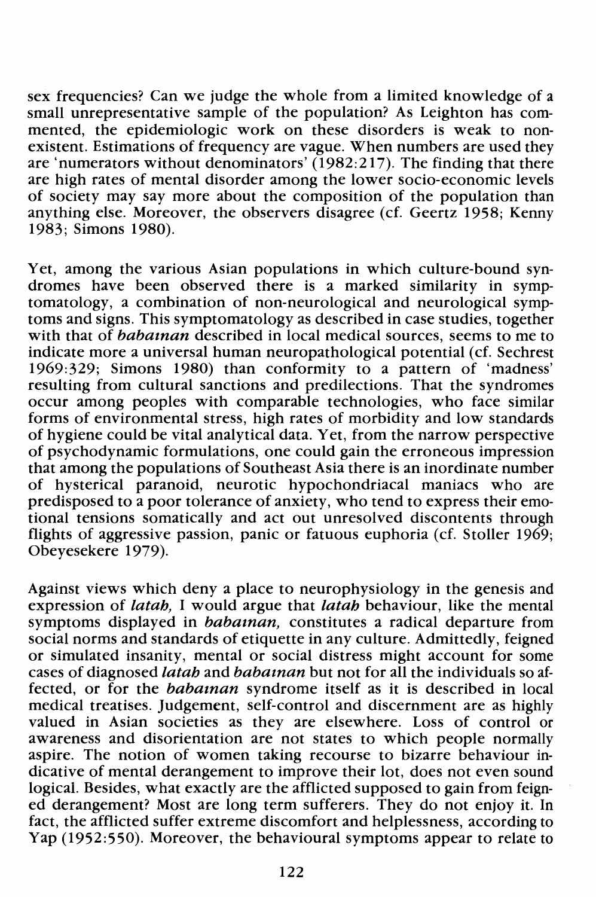sex frequencies? Can we judge the whole from a limited knowledge of a small unrepresentative sample of the population? As Leighton has commented, the epidemiologic work on these disorders is weak to nonexistent. Estimations of frequency are vague. When numbers are used they are 'numerators without denominators' (1982:217). The finding that there are high rates of mental disorder among the lower socio-economic levels of society may say more about the composition of the population than anything else. Moreover, the observers disagree (cf. Geertz 1958; Kenny 1983; Simons 1980).

Yet, among the various Asian populations in which culture-bound syndromes have been observed there is a marked similarity in symptomatology, a combination of non-neurological and neurological symptoms and signs. This symptomatology as described in case studies, together with that of *babaınan* described in local medical sources, seems to me to indicate more a universal human neuropathological potential (cf. Sechrest 1969:329; Simons 1980) than conformity to a pattern of 'madness' resulting from cultural sanctions and predilections. That the syndromes occur among peoples with comparable technologies, who face similar forms of environmental stress, high rates of morbidity and low standards of hygiene could be vital analytical data. Yet, from the narrow perspective of psychodynamic formulations, one could gain the erroneous impression that among the populations of Southeast Asia there is an inordinate number of hysterical paranoid, neurotic hypochondriacal maniacs who are predisposed to a poor tolerance of anxiety, who tend to express their emotional tensions somatically and act out unresolved discontents through flights of aggressive passion, panic or fatuous euphoria (cf. Stoller 1969; Obeyesekere 1979).

Against views which deny a place to neurophysiology in the genesis and expression of *latah,* I would argue that *latah* behaviour, like the mental symptoms displayed in *babaınan,* constitutes a radical departure from social norms and standards of etiquette in any culture. Admittedly, feigned or simulated insanity, mental or social distress might account for some cases of diagnosed *latah* and *babaınan* but not for all the individuals so affected, or for the *babaınan* syndrome itself as it is described in local medical treatises. Judgement, self-control and discernment are as highly valued in Asian societies as they are elsewhere. Loss of control or awareness and disorientation are not states to which people normally aspire. The notion of women taking recourse to bizarre behaviour indicative of mental derangement to improve their lot, does not even sound logical. Besides, what exactly are the afflicted supposed to gain from feigned derangement? Most are long term sufferers. They do not enjoy it. In fact, the afflicted suffer extreme discomfort and helplessness, according to Yap (1952:550). Moreover, the behavioural symptoms appear to relate to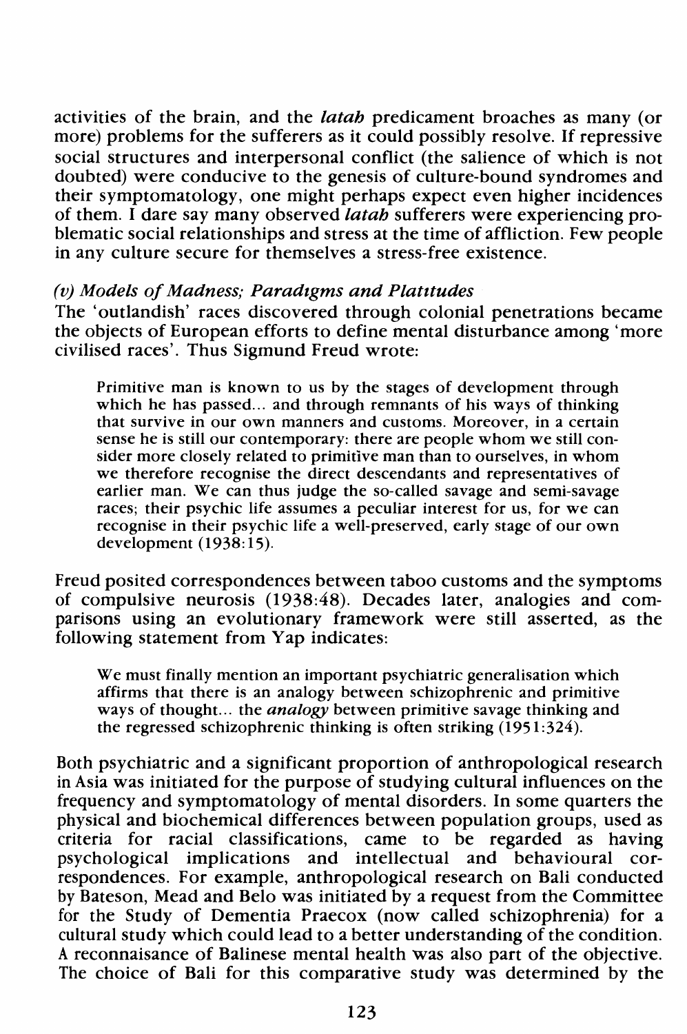activities of the brain, and the *latah* predicament broaches as many (or more) problems for the sufferers as it could possibly resolve. If repressive social structures and interpersonal conflict (the salience of which is not doubted) were conducive to the genesis of culture-bound syndromes and their symptomatology, one might perhaps expect even higher incidences of them. I dare say many observed *latah* sufferers were experiencing problematic social relationships and stress at the time of affliction. Few people in any culture secure for themselves a stress-free existence.

### *(v) Models of Madness; Paradigms and Platitudes*

The 'outlandish' races discovered through colonial penetrations became the objects of European efforts to define mental disturbance among 'more civilised races'. Thus Sigmund Freud wrote:

> Primitive man is known to us by the stages of development through which he has passed... and through remnants of his ways of thinking that survive in our own manners and customs. Moreover, in a certain sense he is still our contemporary: there are people whom we still consider more closely related to primitive man than to ourselves, in whom we therefore recognise the direct descendants and representatives of earlier man. We can thus judge the so-called savage and semi-savage races; their psychic life assumes a peculiar interest for us, for we can recognise in their psychic life a well-preserved, early stage of our own development (1938:15).

Freud posited correspondences between taboo customs and the symptoms of compulsive neurosis (1938:48). Decades later, analogies and comparisons using an evolutionary framework were still asserted, as the following statement from Yap indicates:

> We must finally mention an important psychiatric generalisation which affirms that there is an analogy between schizophrenic and primitive ways of thought... the *analogy* between primitive savage thinking and the regressed schizophrenic thinking is often striking (1951:324).

Both psychiatric and a significant proportion of anthropological research in Asia was initiated for the purpose of studying cultural influences on the frequency and symptomatology of mental disorders. In some quarters the physical and biochemical differences between population groups, used as criteria for racial classifications, came to be regarded as having psychological implications and intellectual and behavioural correspondences. For example, anthropological research on Bali conducted by Bateson, Mead and Belo was initiated by a request from the Committee for the Study of Dementia Praecox (now called schizophrenia) for a cultural study which could lead to a better understanding of the condition. A reconnaisance of Balinese mental health was also part of the objective. The choice of Bali for this comparative study was determined by the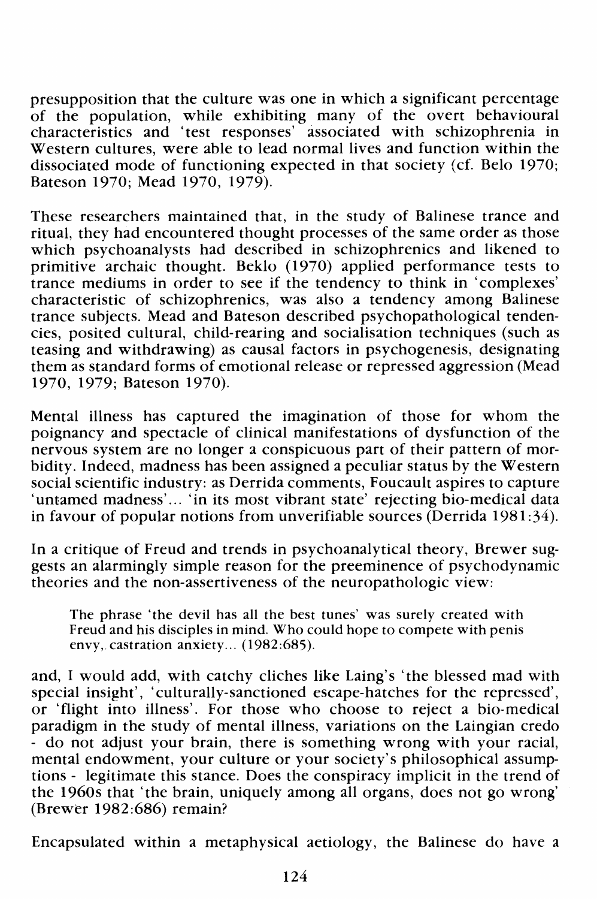presupposition that the culture was one in which a significant percentage of the population, while exhibiting many of the overt behavioural characteristics and 'test responses' associated with schizophrenia in Western cultures, were able to lead normal lives and function within the dissociated mode of functioning expected in that society (cf. Belo 1970; Bateson 1970; Mead 1970, 1979).

These researchers maintained that, in the study of Balinese trance and ritual, they had encountered thought processes of the same order as those which psychoanalysts had described in schizophrenics and likened to primitive archaic thought. Beklo (1970) applied performance tests to trance mediums in order to see if the tendency to think in 'complexes' characteristic of schizophrenics, was also a tendency among Balinese trance subjects. Mead and Bateson described psychopathological tendencies, posited cultural, child-rearing and socialisation techniques (such as teasing and withdrawing) as causal factors in psychogenesis, designating them as standard forms of emotional release or repressed aggression (Mead 1970, 1979; Bateson 1970).

Mental illness has captured the imagination of those for whom the poignancy and spectacle of clinical manifestations of dysfunction of the nervous system are no longer a conspicuous part of their pattern of morbidity. Indeed, madness has been assigned a peculiar status by the Western social scientific industry: as Derrida comments, Foucault aspires to capture 'untamed madness'... 'in its most vibrant state' rejecting bio-medical data in favour of popular notions from unverifiable sources (Derrida 1981:34).

In a critique of Freud and trends in psychoanalytical theory, Brewer suggests an alarmingly simple reason for the preeminence of psychodynamic theories and the non-assertiveness of the neuropathologic view:

> The phrase 'the devil has all the best tunes' was surely created with Freud and his disciples in mind. Who could hope to compete with penis envy, castration anxiety... (1982:685).

and, I would add, with catchy cliches like Laing's 'the blessed mad with special insight', 'culturally-sanctioned escape-hatches for the repressed', or 'flight into illness'. For those who choose to reject a bio-medical paradigm in the study of mental illness, variations on the Laingian credo - do not adjust your brain, there is something wrong with your racial, mental endowment, your culture or your society's philosophical assumptions - legitimate this stance. Does the conspiracy implicit in the trend of the 1960s that 'the brain, uniquely among all organs, does not go wrong' (Brewer 1982:686) remain?

Encapsulated within a metaphysical aetiology, the Balinese do have a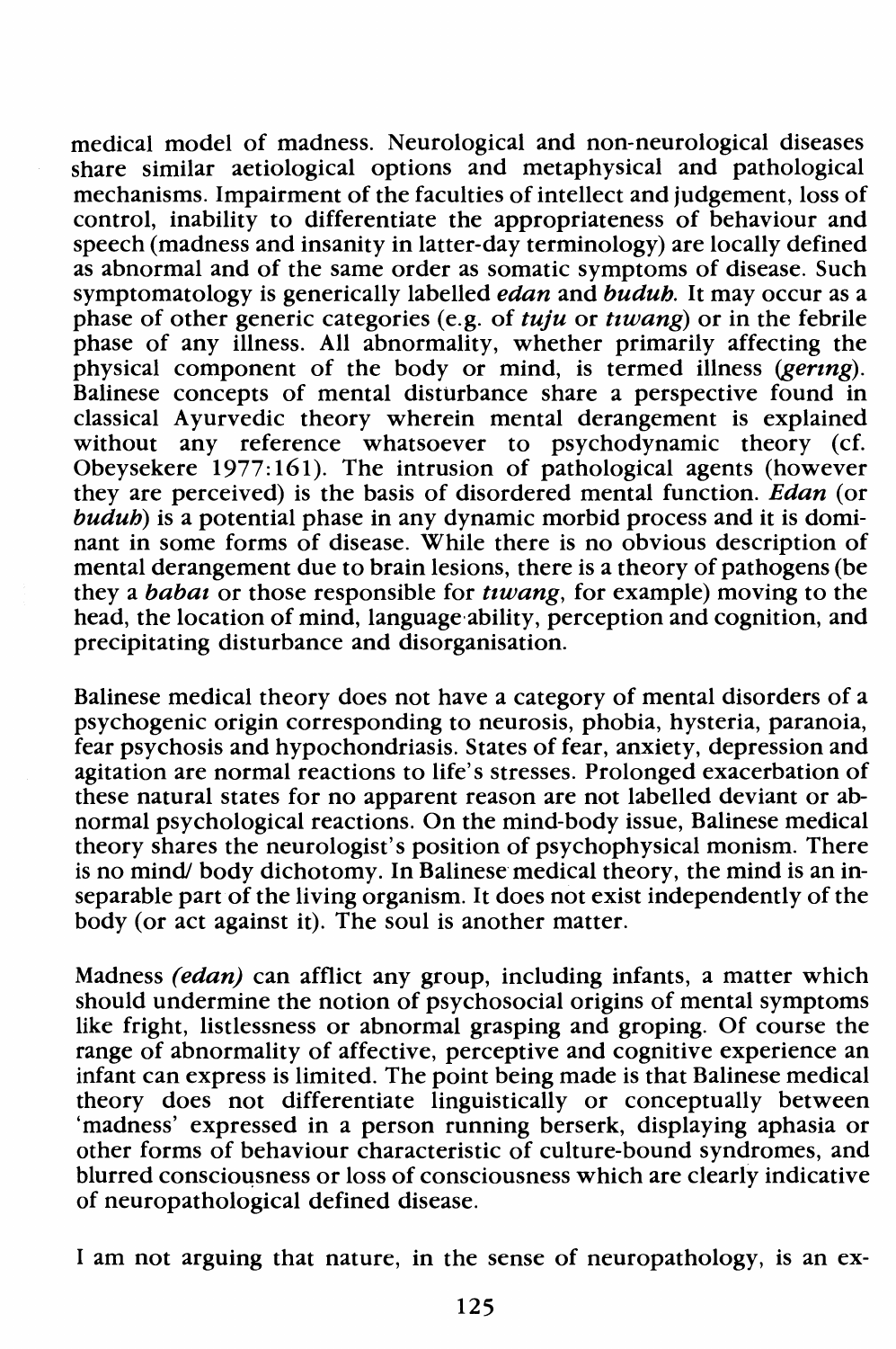medical model of madness. Neurological and non-neurological diseases share similar aetiological options and metaphysical and pathological mechanisms. Impairment of the faculties of intellect and judgement, loss of control, inability to differentiate the appropriateness of behaviour and speech (madness and insanity in latter-day terminology) are locally defined as abnormal and of the same order as somatic symptoms of disease. Such symptomatology is generically labelled *edan* and *buduh*. It may occur as a phase of other generic categories (e.g. of *tuju* or *tiwang*) or in the febrile phase of any illness. All abnormality, whether primarily affecting the physical component of the body or mind, is termed illness (*gering*). Balinese concepts of mental disturbance share a perspective found in classical Ayurvedic theory wherein mental derangement is explained without any reference whatsoever to psychodynamic theory (cf. Obeysekere 1977:161). The intrusion of pathological agents (however they are perceived) is the basis of disordered mental function. *Edan* (or *buduh*) is a potential phase in any dynamic morbid process and it is dominant in some forms of disease. While there is no obvious description of mental derangement due to brain lesions, there is a theory of pathogens (be they a *babai* or those responsible for *tiwang*, for example) moving to the head, the location of mind, language ability, perception and cognition, and precipitating disturbance and disorganisation.

Balinese medical theory does not have a category of mental disorders of a psychogenic origin corresponding to neurosis, phobia, hysteria, paranoia, fear psychosis and hypochondriasis. States of fear, anxiety, depression and agitation are normal reactions to life's stresses. Prolonged exacerbation of these natural states for no apparent reason are not labelled deviant or abnormal psychological reactions. On the mind-body issue, Balinese medical theory shares the neurologist's position of psychophysical monism. There is no mind/ body dichotomy. In Balinese medical theory, the mind is an inseparable part of the living organism. It does not exist independently of the body (or act against it). The soul is another matter.

Madness *(edan)* can afflict any group, including infants, a matter which should undermine the notion of psychosocial origins of mental symptoms like fright, listlessness or abnormal grasping and groping. Of course the range of abnormality of affective, perceptive and cognitive experience an infant can express is limited. The point being made is that Balinese medical theory does not differentiate linguistically or conceptually between 'madness' expressed in a person running berserk, displaying aphasia or other forms of behaviour characteristic of culture-bound syndromes, and blurred consciousness or loss of consciousness which are clearly indicative of neuropathological defined disease.

I am not arguing that nature, in the sense of neuropathology, is an ex-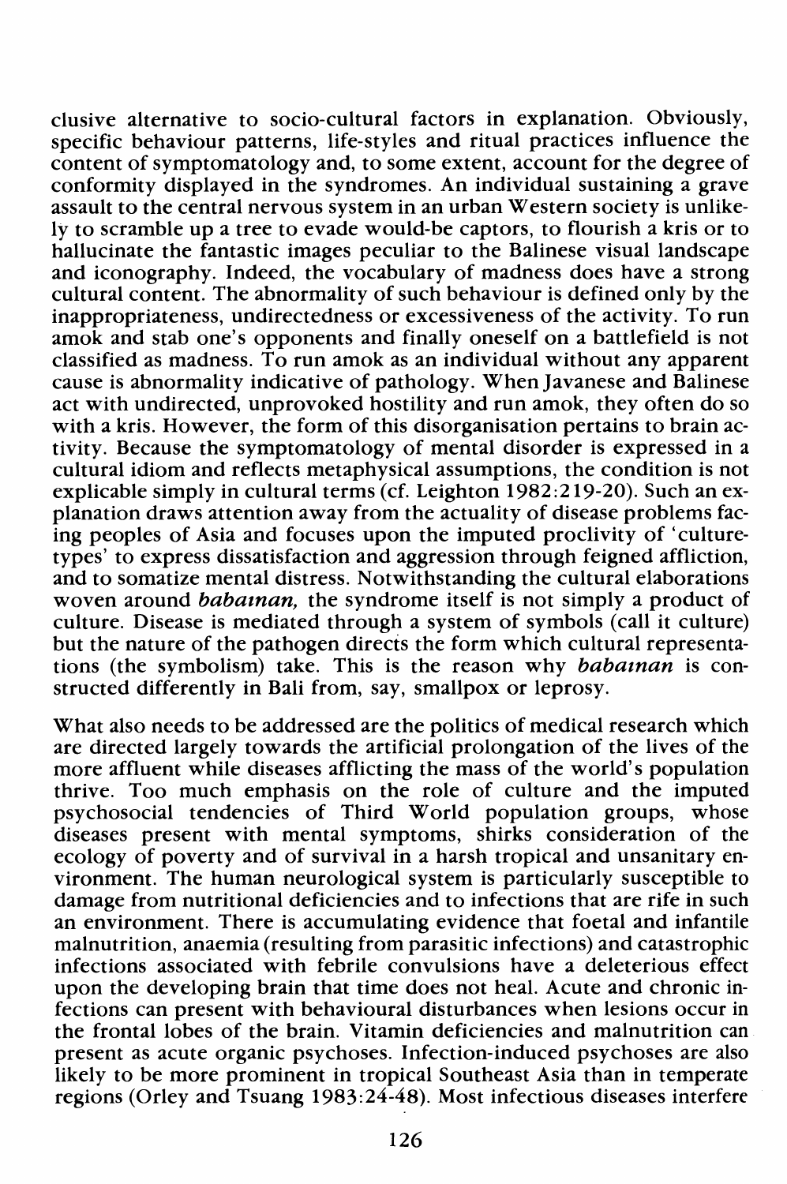clusive alternative to socio-cultural factors in explanation. Obviously, specific behaviour patterns, life-styles and ritual practices influence the content of symptomatology and, to some extent, account for the degree of conformity displayed in the syndromes. An individual sustaining a grave assault to the central nervous system in an urban Western society is unlikely to scramble up a tree to evade would-be captors, to flourish a kris or to hallucinate the fantastic images peculiar to the Balinese visual landscape and iconography. Indeed, the vocabulary of madness does have a strong cultural content. The abnormality of such behaviour is defined only by the inappropriateness, undirectedness or excessiveness of the activity. To run amok and stab one's opponents and finally oneself on a battlefield is not classified as madness. To run amok as an individual without any apparent cause is abnormality indicative of pathology. When Javanese and Balinese act with undirected, unprovoked hostility and run amok, they often do so with a kris. However, the form of this disorganisation pertains to brain activity. Because the symptomatology of mental disorder is expressed in a cultural idiom and reflects metaphysical assumptions, the condition is not explicable simply in cultural terms (cf. Leighton 1982:219-20). Such an explanation draws attention away from the actuality of disease problems facing peoples of Asia and focuses upon the imputed proclivity of 'culture-types' to express dissatisfaction and aggression through feigned affliction, and to somatize mental distress. Notwithstanding the cultural elaborations woven around *babainan,* the syndrome itself is not simply a product of culture. Disease is mediated through a system of symbols (call it culture) but the nature of the pathogen directs the form which cultural representations (the symbolism) take. This is the reason why *babainan* is constructed differently in Bali from, say, smallpox or leprosy.

What also needs to be addressed are the politics of medical research which are directed largely towards the artificial prolongation of the lives of the more affluent while diseases afflicting the mass of the world's population thrive. Too much emphasis on the role of culture and the imputed psychosocial tendencies of Third World population groups, whose diseases present with mental symptoms, shirks consideration of the ecology of poverty and of survival in a harsh tropical and unsanitary environment. The human neurological system is particularly susceptible to damage from nutritional deficiencies and to infections that are rife in such an environment. There is accumulating evidence that foetal and infantile malnutrition, anaemia (resulting from parasitic infections) and catastrophic infections associated with febrile convulsions have a deleterious effect upon the developing brain that time does not heal. Acute and chronic infections can present with behavioural disturbances when lesions occur in the frontal lobes of the brain. Vitamin deficiencies and malnutrition can present as acute organic psychoses. Infection-induced psychoses are also likely to be more prominent in tropical Southeast Asia than in temperate regions (Orley and Tsuang 1983:24-48). Most infectious diseases interfere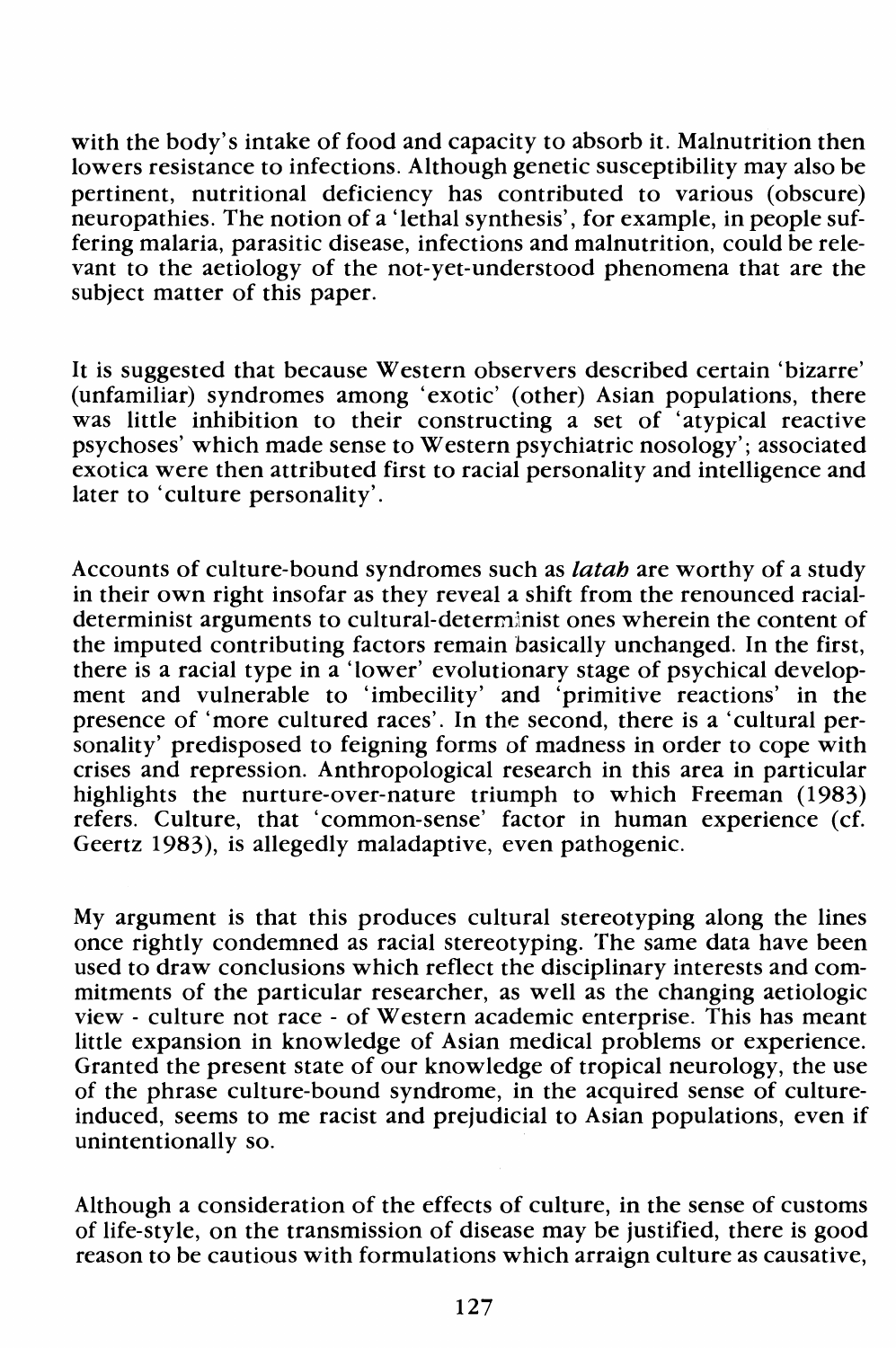with the body's intake of food and capacity to absorb it. Malnutrition then lowers resistance to infections. Although genetic susceptibility may also be pertinent, nutritional deficiency has contributed to various (obscure) neuropathies. The notion of a 'lethal synthesis', for example, in people suffering malaria, parasitic disease, infections and malnutrition, could be relevant to the aetiology of the not-yet-understood phenomena that are the subject matter of this paper.

It is suggested that because Western observers described certain 'bizarre' (unfamiliar) syndromes among 'exotic' (other) Asian populations, there was little inhibition to their constructing a set of 'atypical reactive psychoses' which made sense to Western psychiatric nosology'; associated exotica were then attributed first to racial personality and intelligence and later to 'culture personality'.

Accounts of culture-bound syndromes such as *latah* are worthy of a study in their own right insofar as they reveal a shift from the renounced racial-determinist arguments to cultural-determinist ones wherein the content of the imputed contributing factors remain basically unchanged. In the first, there is a racial type in a 'lower' evolutionary stage of psychical development and vulnerable to 'imbecility' and 'primitive reactions' in the presence of 'more cultured races'. In the second, there is a 'cultural personality' predisposed to feigning forms of madness in order to cope with crises and repression. Anthropological research in this area in particular highlights the nurture-over-nature triumph to which Freeman (1983) refers. Culture, that 'common-sense' factor in human experience (cf. Geertz 1983), is allegedly maladaptive, even pathogenic.

My argument is that this produces cultural stereotyping along the lines once rightly condemned as racial stereotyping. The same data have been used to draw conclusions which reflect the disciplinary interests and commitments of the particular researcher, as well as the changing aetiologic view - culture not race - of Western academic enterprise. This has meant little expansion in knowledge of Asian medical problems or experience. Granted the present state of our knowledge of tropical neurology, the use of the phrase culture-bound syndrome, in the acquired sense of culture-induced, seems to me racist and prejudicial to Asian populations, even if unintentionally so.

Although a consideration of the effects of culture, in the sense of customs of life-style, on the transmission of disease may be justified, there is good reason to be cautious with formulations which arraign culture as causative,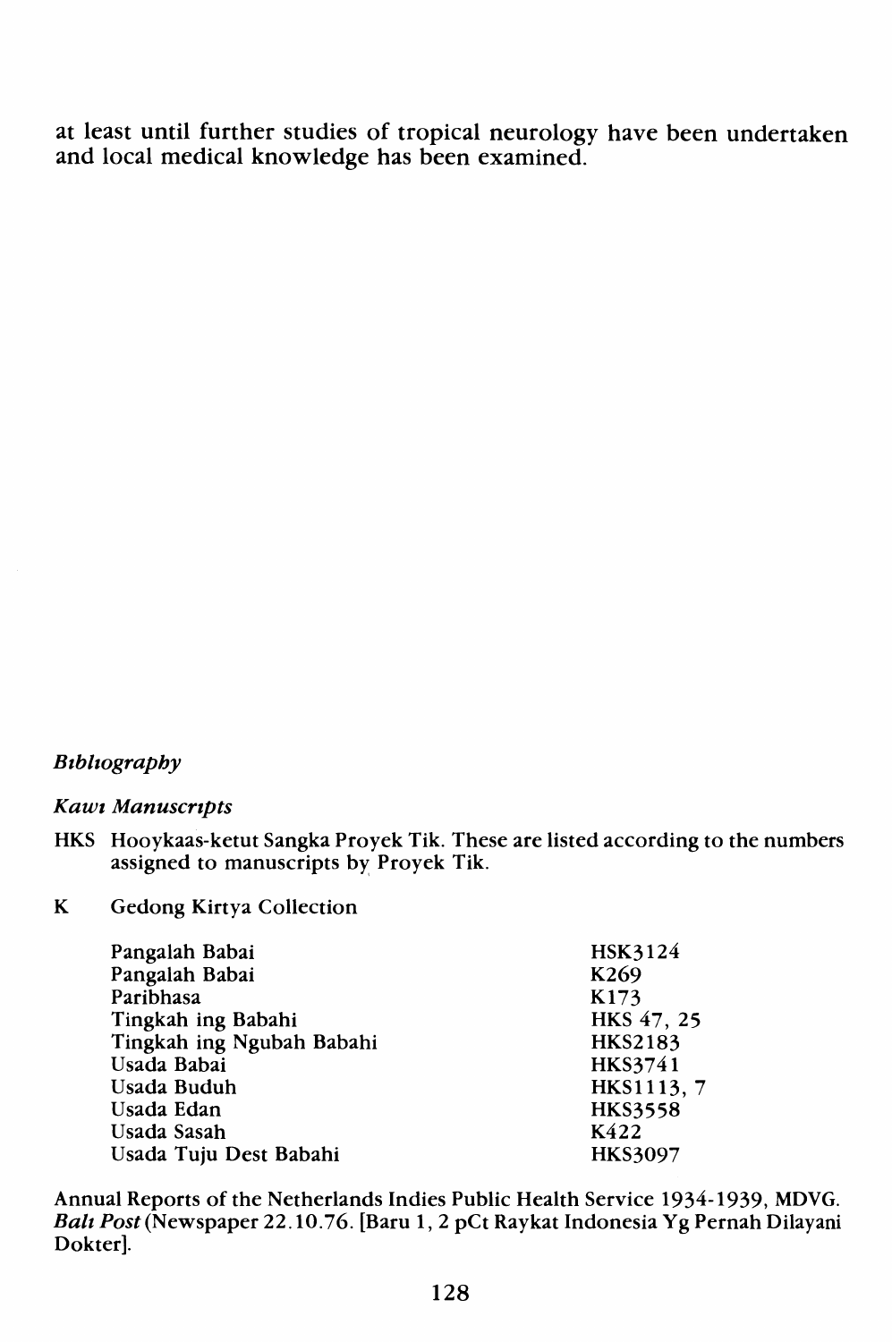at least until further studies of tropical neurology have been undertaken and local medical knowledge has been examined.

## *Bibliography*

### *Kawi Manuscripts*

HKS Hooykaas-ketut Sangka Proyek Tik. These are listed according to the numbers assigned to manuscripts by Proyek Tik.

K Gedong Kirtya Collection

| | |
|---|---|
| Pangalah Babai | HSK3124 |
| Pangalah Babai | K269 |
| Paribhasa | K173 |
| Tingkah ing Babahi | HKS 47, 25 |
| Tingkah ing Ngubah Babahi | HKS2183 |
| Usada Babai | HKS3741 |
| Usada Buduh | HKS1113, 7 |
| Usada Edan | HKS3558 |
| Usada Sasah | K422 |
| Usada Tuju Dest Babahi | HKS3097 |

Annual Reports of the Netherlands Indies Public Health Service 1934-1939, MDVG.
*Bali Post* (Newspaper 22.10.76. [Baru 1, 2 pCt Raykat Indonesia Yg Pernah Dilayani Dokter].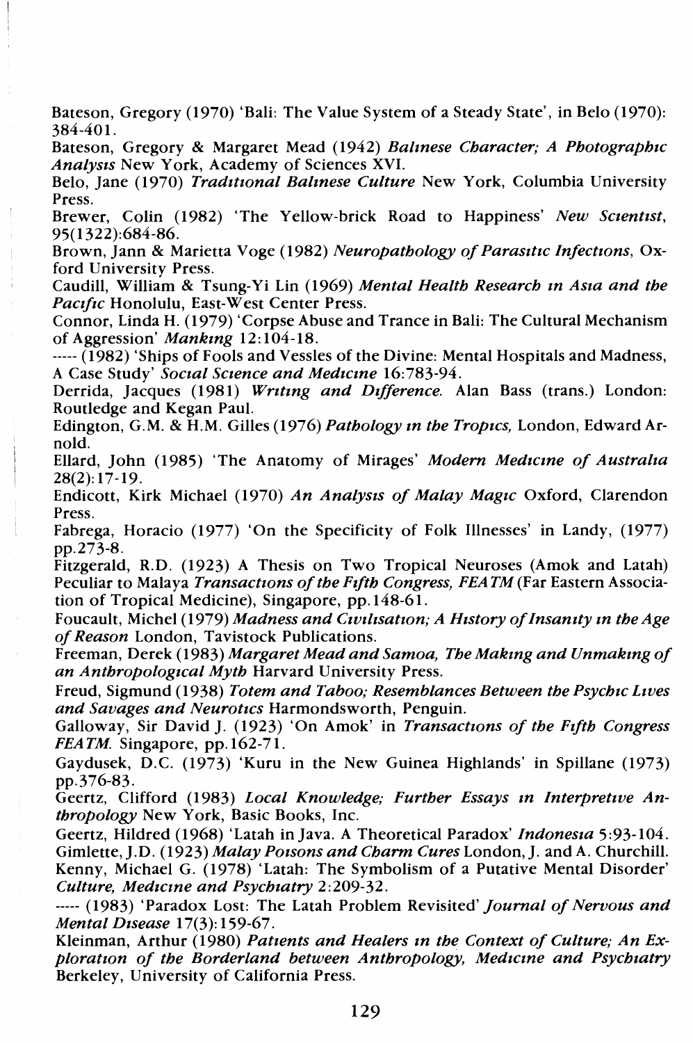Bateson, Gregory (1970) 'Bali: The Value System of a Steady State', in Belo (1970): 384-401.

Bateson, Gregory & Margaret Mead (1942) *Balinese Character; A Photographic Analysis* New York, Academy of Sciences XVI.

Belo, Jane (1970) *Traditional Balinese Culture* New York, Columbia University Press.

Brewer, Colin (1982) 'The Yellow-brick Road to Happiness' *New Scientist*, 95(1322):684-86.

Brown, Jann & Marietta Voge (1982) *Neuropathology of Parasitic Infections*, Oxford University Press.

Caudill, William & Tsung-Yi Lin (1969) *Mental Health Research in Asia and the Pacific* Honolulu, East-West Center Press.

Connor, Linda H. (1979) 'Corpse Abuse and Trance in Bali: The Cultural Mechanism of Aggression' *Mankind* 12:104-18.

----- (1982) 'Ships of Fools and Vessles of the Divine: Mental Hospitals and Madness, A Case Study' *Social Science and Medicine* 16:783-94.

Derrida, Jacques (1981) *Writing and Difference.* Alan Bass (trans.) London: Routledge and Kegan Paul.

Edington, G.M. & H.M. Gilles (1976) *Pathology in the Tropics,* London, Edward Arnold.

Ellard, John (1985) 'The Anatomy of Mirages' *Modern Medicine of Australia* 28(2):17-19.

Endicott, Kirk Michael (1970) *An Analysis of Malay Magic* Oxford, Clarendon Press.

Fabrega, Horacio (1977) 'On the Specificity of Folk Illnesses' in Landy, (1977) pp.273-8.

Fitzgerald, R.D. (1923) A Thesis on Two Tropical Neuroses (Amok and Latah) Peculiar to Malaya *Transactions of the Fifth Congress, FEATM* (Far Eastern Association of Tropical Medicine), Singapore, pp.148-61.

Foucault, Michel (1979) *Madness and Civilisation; A History of Insanity in the Age of Reason* London, Tavistock Publications.

Freeman, Derek (1983) *Margaret Mead and Samoa, The Making and Unmaking of an Anthropological Myth* Harvard University Press.

Freud, Sigmund (1938) *Totem and Taboo; Resemblances Between the Psychic Lives and Savages and Neurotics* Harmondsworth, Penguin.

Galloway, Sir David J. (1923) 'On Amok' in *Transactions of the Fifth Congress FEATM.* Singapore, pp.162-71.

Gaydusek, D.C. (1973) 'Kuru in the New Guinea Highlands' in Spillane (1973) pp.376-83.

Geertz, Clifford (1983) *Local Knowledge; Further Essays in Interpretive Anthropology* New York, Basic Books, Inc.

Geertz, Hildred (1968) 'Latah in Java. A Theoretical Paradox' *Indonesia* 5:93-104.

Gimlette, J.D. (1923) *Malay Poisons and Charm Cures* London, J. and A. Churchill.

Kenny, Michael G. (1978) 'Latah: The Symbolism of a Putative Mental Disorder' *Culture, Medicine and Psychiatry* 2:209-32.

----- (1983) 'Paradox Lost: The Latah Problem Revisited' *Journal of Nervous and Mental Disease* 17(3):159-67.

Kleinman, Arthur (1980) *Patients and Healers in the Context of Culture; An Exploration of the Borderland between Anthropology, Medicine and Psychiatry* Berkeley, University of California Press.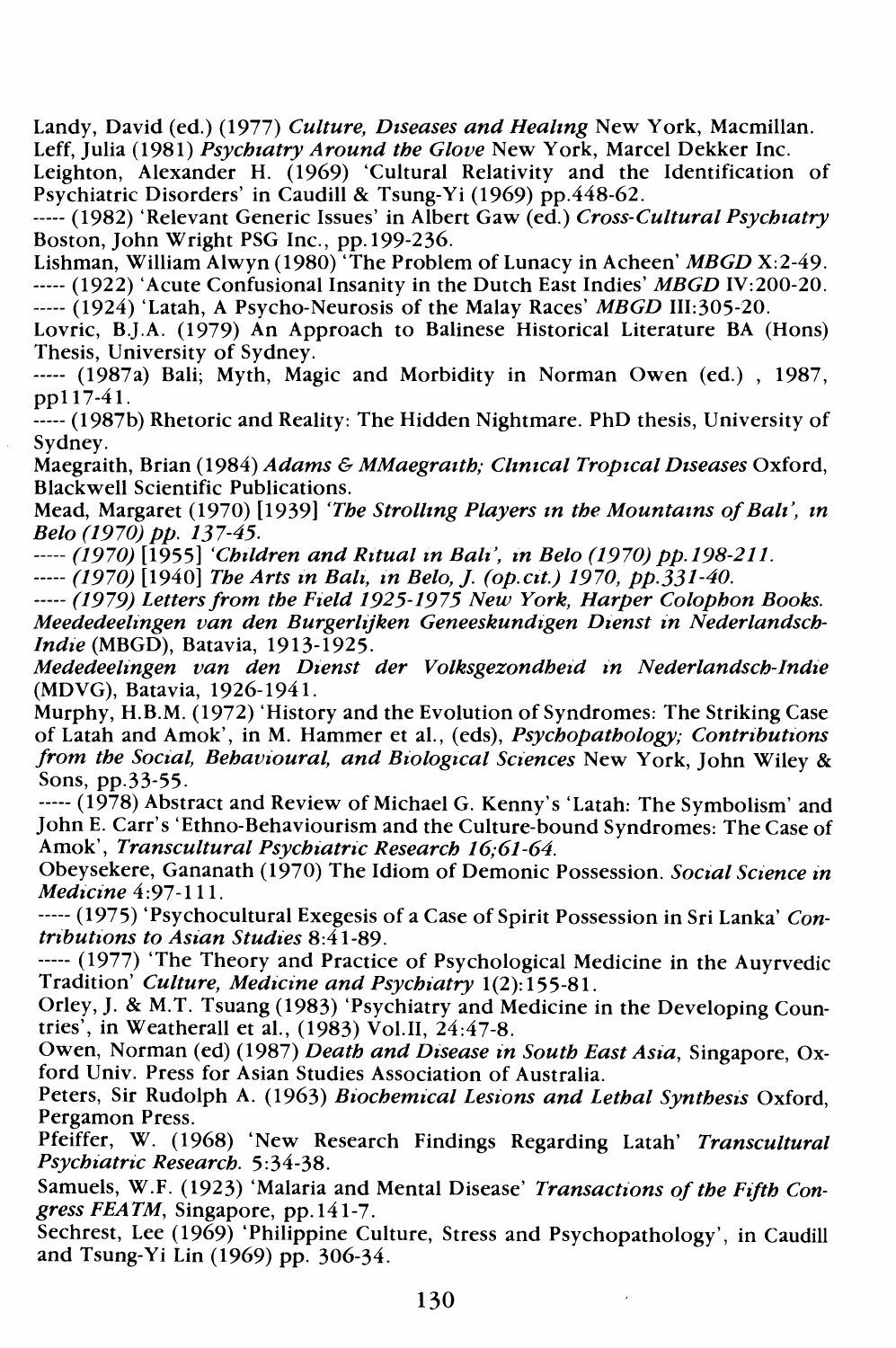Landy, David (ed.) (1977) *Culture, Dıseases and Healıng* New York, Macmillan.

Leff, Julia (1981) *Psychıatry Around the Glove* New York, Marcel Dekker Inc.

Leighton, Alexander H. (1969) 'Cultural Relativity and the Identification of Psychiatric Disorders' in Caudill & Tsung-Yi (1969) pp.448-62.

----- (1982) 'Relevant Generic Issues' in Albert Gaw (ed.) *Cross-Cultural Psychıatry* Boston, John Wright PSG Inc., pp.199-236.

Lishman, William Alwyn (1980) 'The Problem of Lunacy in Acheen' *MBGD* X:2-49.

----- (1922) 'Acute Confusional Insanity in the Dutch East Indies' *MBGD* IV:200-20.

----- (1924) 'Latah, A Psycho-Neurosis of the Malay Races' *MBGD* III:305-20.

Lovric, B.J.A. (1979) An Approach to Balinese Historical Literature BA (Hons) Thesis, University of Sydney.

----- (1987a) Bali; Myth, Magic and Morbidity in Norman Owen (ed.) , 1987, pp117-41.

----- (1987b) Rhetoric and Reality: The Hidden Nightmare. PhD thesis, University of Sydney.

Maegraith, Brian (1984) *Adams & MMaegraıth; Clınıcal Tropıcal Dıseases* Oxford, Blackwell Scientific Publications.

Mead, Margaret (1970) [1939] *'The Strollıng Players ın the Mountaıns of Balı', ın Belo (1970) pp. 137-45.*

*----- (1970)* [1955] *'Chıldren and Rıtual ın Balı', ın Belo (1970) pp.198-211.*

*----- (1970)* [1940] *The Arts ın Balı, ın Belo, J. (op.cıt.) 1970, pp.331-40.*

*----- (1979) Letters from the Fıeld 1925-1975 New York, Harper Colophon Books.*

*Mededeelıngen van den Burgerlıjken Geneeskundıgen Dıenst ın Nederlandsch-Indıe* (MBGD), Batavia, 1913-1925.

*Mededeelıngen van den Dıenst der Volksgezondheıd ın Nederlandsch-Indıe* (MDVG), Batavia, 1926-1941.

Murphy, H.B.M. (1972) 'History and the Evolution of Syndromes: The Striking Case of Latah and Amok', in M. Hammer et al., (eds), *Psychopathology; Contrıbutions from the Socıal, Behavıoural, and Bıologıcal Scıences* New York, John Wiley & Sons, pp.33-55.

----- (1978) Abstract and Review of Michael G. Kenny's 'Latah: The Symbolism' and John E. Carr's 'Ethno-Behaviourism and the Culture-bound Syndromes: The Case of Amok', *Transcultural Psychıatrıc Research 16;61-64.*

Obeysekere, Gananath (1970) The Idiom of Demonic Possession. *Socıal Scıence ın Medıcıne* 4:97-111.

----- (1975) 'Psychocultural Exegesis of a Case of Spirit Possession in Sri Lanka' *Contrıbutıons to Asıan Studıes* 8:41-89.

----- (1977) 'The Theory and Practice of Psychological Medicine in the Auyrvedic Tradition' *Culture, Medıcıne and Psychıatry* 1(2):155-81.

Orley, J. & M.T. Tsuang (1983) 'Psychiatry and Medicine in the Developing Countries', in Weatherall et al., (1983) Vol.II, 24:47-8.

Owen, Norman (ed) (1987) *Death and Dısease ın South East Asıa*, Singapore, Oxford Univ. Press for Asian Studies Association of Australia.

Peters, Sir Rudolph A. (1963) *Bıochemıcal Lesıons and Lethal Synthesıs* Oxford, Pergamon Press.

Pfeiffer, W. (1968) 'New Research Findings Regarding Latah' *Transcultural Psychıatrıc Research.* 5:34-38.

Samuels, W.F. (1923) 'Malaria and Mental Disease' *Transactıons of the Fıfth Congress FEATM*, Singapore, pp.141-7.

Sechrest, Lee (1969) 'Philippine Culture, Stress and Psychopathology', in Caudill and Tsung-Yi Lin (1969) pp. 306-34.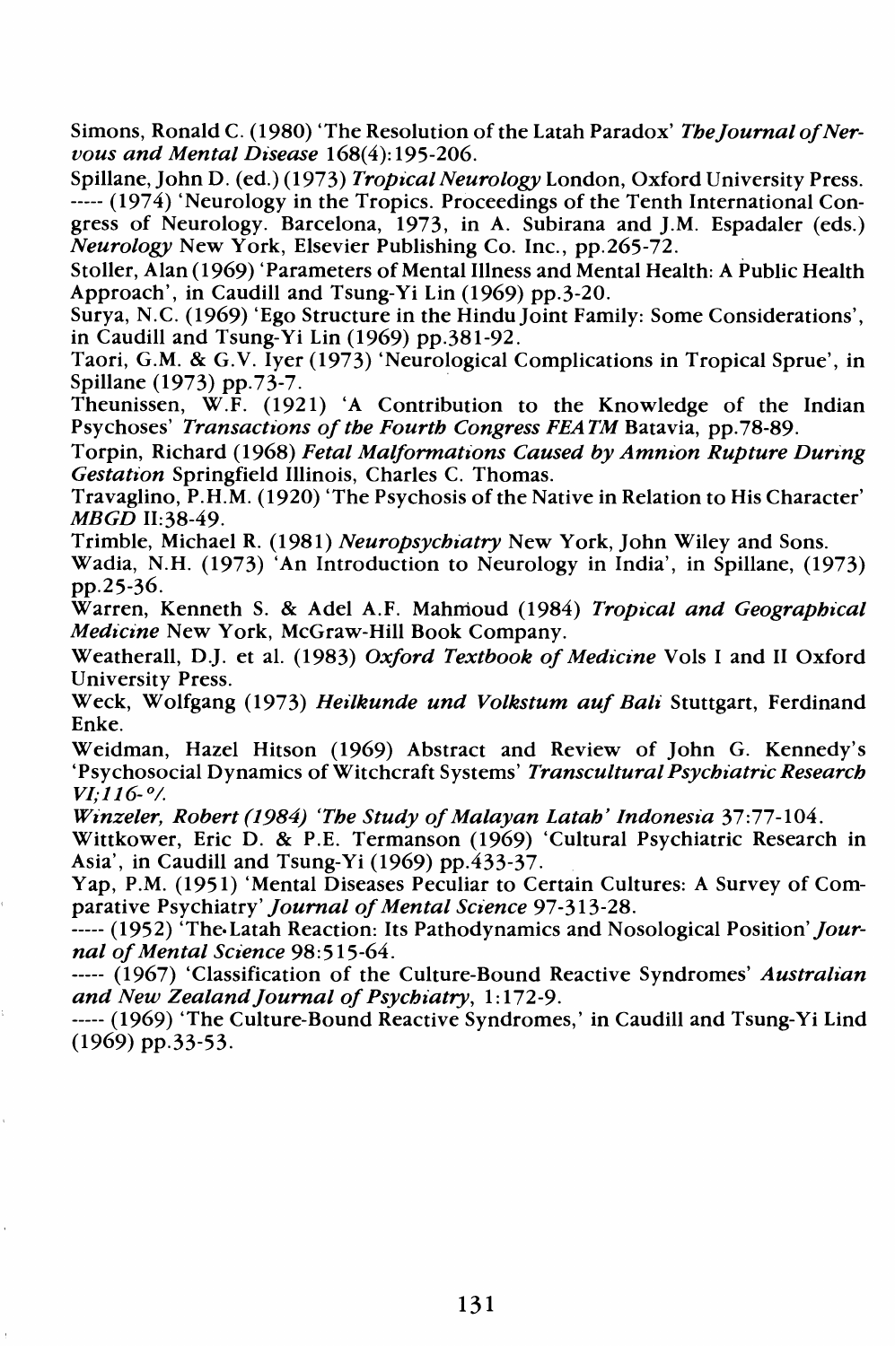Simons, Ronald C. (1980) 'The Resolution of the Latah Paradox' *The Journal of Nervous and Mental Disease* 168(4):195-206.

Spillane, John D. (ed.) (1973) *Tropical Neurology* London, Oxford University Press.

----- (1974) 'Neurology in the Tropics. Proceedings of the Tenth International Congress of Neurology. Barcelona, 1973, in A. Subirana and J.M. Espadaler (eds.) *Neurology* New York, Elsevier Publishing Co. Inc., pp.265-72.

Stoller, Alan (1969) 'Parameters of Mental Illness and Mental Health: A Public Health Approach', in Caudill and Tsung-Yi Lin (1969) pp.3-20.

Surya, N.C. (1969) 'Ego Structure in the Hindu Joint Family: Some Considerations', in Caudill and Tsung-Yi Lin (1969) pp.381-92.

Taori, G.M. & G.V. Iyer (1973) 'Neurological Complications in Tropical Sprue', in Spillane (1973) pp.73-7.

Theunissen, W.F. (1921) 'A Contribution to the Knowledge of the Indian Psychoses' *Transactions of the Fourth Congress FEATM* Batavia, pp.78-89.

Torpin, Richard (1968) *Fetal Malformations Caused by Amnion Rupture During Gestation* Springfield Illinois, Charles C. Thomas.

Travaglino, P.H.M. (1920) 'The Psychosis of the Native in Relation to His Character' *MBGD* II:38-49.

Trimble, Michael R. (1981) *Neuropsychiatry* New York, John Wiley and Sons.

Wadia, N.H. (1973) 'An Introduction to Neurology in India', in Spillane, (1973) pp.25-36.

Warren, Kenneth S. & Adel A.F. Mahmoud (1984) *Tropical and Geographical Medicine* New York, McGraw-Hill Book Company.

Weatherall, D.J. et al. (1983) *Oxford Textbook of Medicine* Vols I and II Oxford University Press.

Weck, Wolfgang (1973) *Heilkunde und Volkstum auf Bali* Stuttgart, Ferdinand Enke.

Weidman, Hazel Hitson (1969) Abstract and Review of John G. Kennedy's 'Psychosocial Dynamics of Witchcraft Systems' *Transcultural Psychiatric Research VI;116-°/.*

*Winzeler, Robert (1984) 'The Study of Malayan Latah'* *Indonesia* 37:77-104.

Wittkower, Eric D. & P.E. Termanson (1969) 'Cultural Psychiatric Research in Asia', in Caudill and Tsung-Yi (1969) pp.433-37.

Yap, P.M. (1951) 'Mental Diseases Peculiar to Certain Cultures: A Survey of Comparative Psychiatry' *Journal of Mental Science* 97-313-28.

----- (1952) 'The Latah Reaction: Its Pathodynamics and Nosological Position' *Journal of Mental Science* 98:515-64.

----- (1967) 'Classification of the Culture-Bound Reactive Syndromes' *Australian and New Zealand Journal of Psychiatry*, 1:172-9.

----- (1969) 'The Culture-Bound Reactive Syndromes,' in Caudill and Tsung-Yi Lind (1969) pp.33-53.